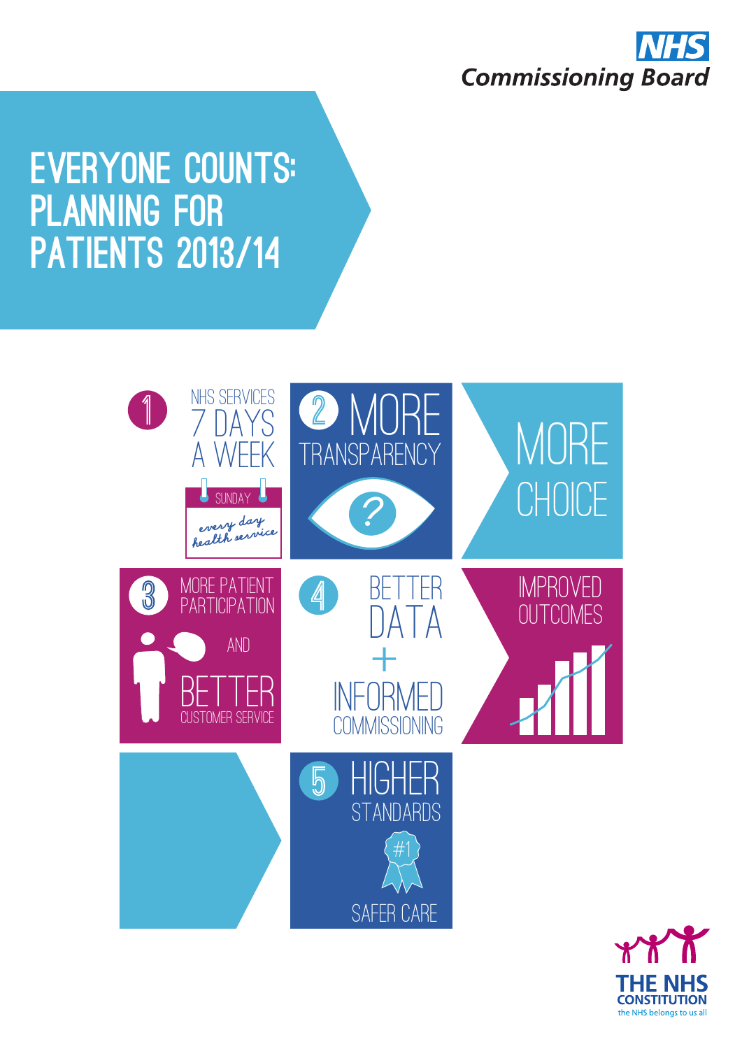NHS Commissioning Board

# EVERYONE COUNTS: PLANNING FOR PATIENTS 2013/14

1 NHS SERVICES 7 DAYS A WEEK

SUNDAY

every day health service

2 MORE TRANSPARENCY

MORE CHOICE

3 MORE PATIENT PARTICIPATION AND BETTER CUSTOMER SERVICE

4 BETTER DATA + INFORMED COMMISSIONING

IMPROVED OUTCOMES

5 HIGHER STANDARDS

#1

SAFER CARE

THE NHS CONSTITUTION
the NHS belongs to us all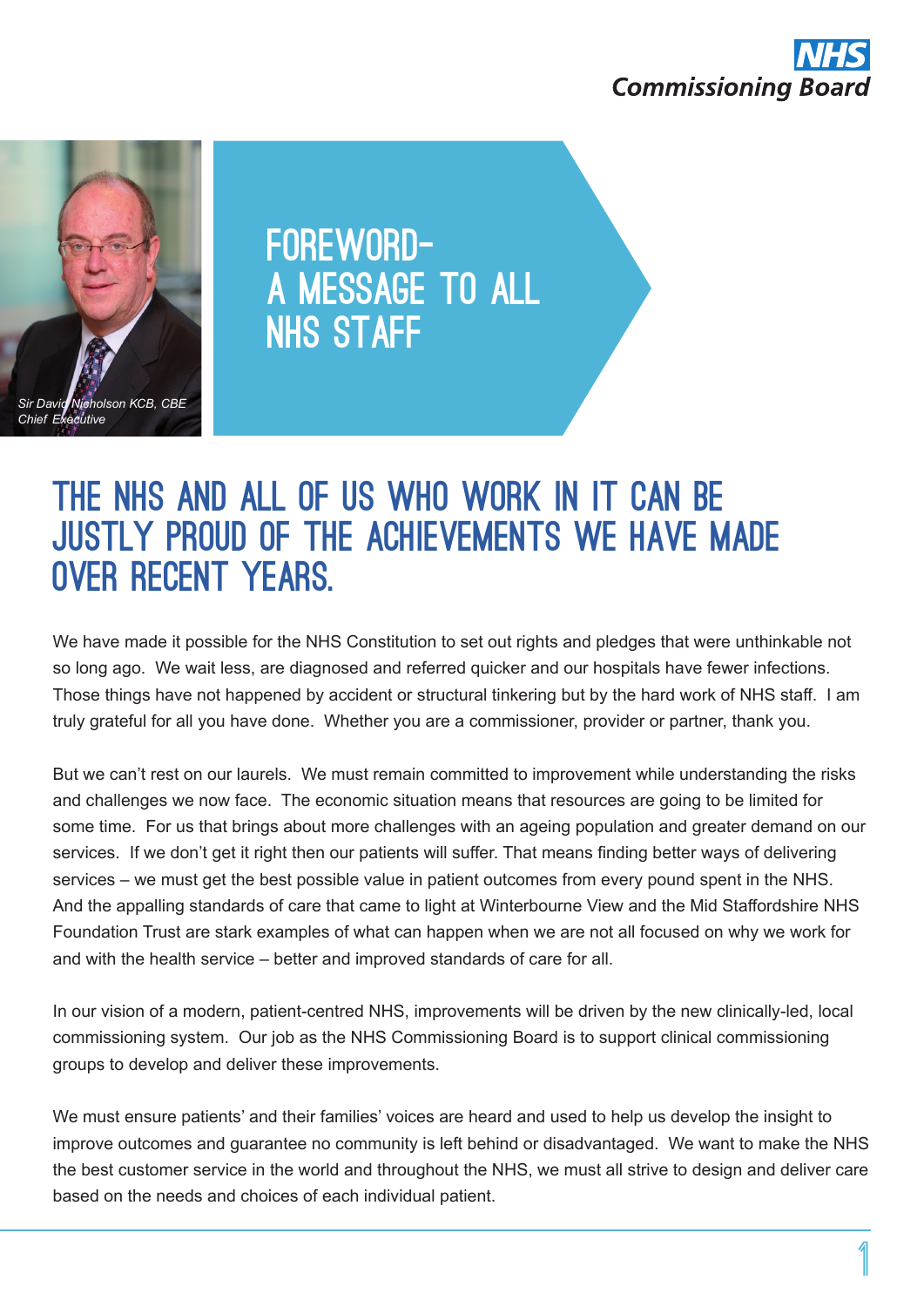Sir David Nicholson KCB, CBE
*Chief Executive*

# FOREWORD- A MESSAGE TO ALL NHS STAFF

## THE NHS AND ALL OF US WHO WORK IN IT CAN BE JUSTLY PROUD OF THE ACHIEVEMENTS WE HAVE MADE OVER RECENT YEARS.

We have made it possible for the NHS Constitution to set out rights and pledges that were unthinkable not so long ago. We wait less, are diagnosed and referred quicker and our hospitals have fewer infections. Those things have not happened by accident or structural tinkering but by the hard work of NHS staff. I am truly grateful for all you have done. Whether you are a commissioner, provider or partner, thank you.

But we can't rest on our laurels. We must remain committed to improvement while understanding the risks and challenges we now face. The economic situation means that resources are going to be limited for some time. For us that brings about more challenges with an ageing population and greater demand on our services. If we don't get it right then our patients will suffer. That means finding better ways of delivering services – we must get the best possible value in patient outcomes from every pound spent in the NHS. And the appalling standards of care that came to light at Winterbourne View and the Mid Staffordshire NHS Foundation Trust are stark examples of what can happen when we are not all focused on why we work for and with the health service – better and improved standards of care for all.

In our vision of a modern, patient-centred NHS, improvements will be driven by the new clinically-led, local commissioning system. Our job as the NHS Commissioning Board is to support clinical commissioning groups to develop and deliver these improvements.

We must ensure patients' and their families' voices are heard and used to help us develop the insight to improve outcomes and guarantee no community is left behind or disadvantaged. We want to make the NHS the best customer service in the world and throughout the NHS, we must all strive to design and deliver care based on the needs and choices of each individual patient.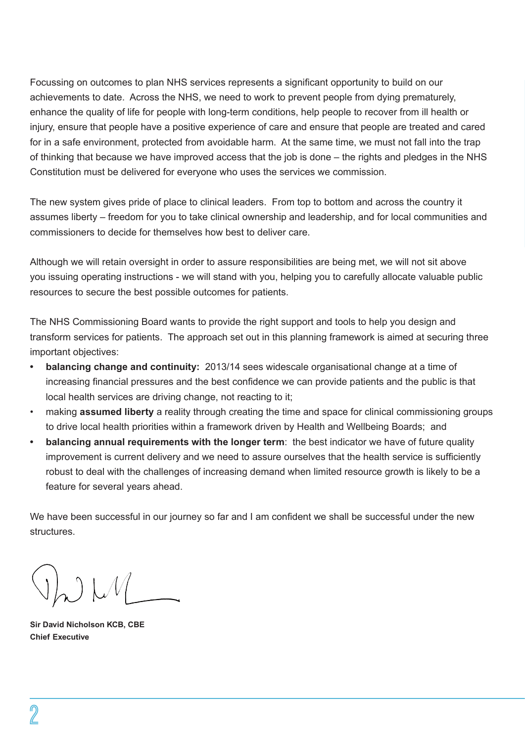Focussing on outcomes to plan NHS services represents a significant opportunity to build on our achievements to date. Across the NHS, we need to work to prevent people from dying prematurely, enhance the quality of life for people with long-term conditions, help people to recover from ill health or injury, ensure that people have a positive experience of care and ensure that people are treated and cared for in a safe environment, protected from avoidable harm. At the same time, we must not fall into the trap of thinking that because we have improved access that the job is done – the rights and pledges in the NHS Constitution must be delivered for everyone who uses the services we commission.

The new system gives pride of place to clinical leaders. From top to bottom and across the country it assumes liberty – freedom for you to take clinical ownership and leadership, and for local communities and commissioners to decide for themselves how best to deliver care.

Although we will retain oversight in order to assure responsibilities are being met, we will not sit above you issuing operating instructions - we will stand with you, helping you to carefully allocate valuable public resources to secure the best possible outcomes for patients.

The NHS Commissioning Board wants to provide the right support and tools to help you design and transform services for patients. The approach set out in this planning framework is aimed at securing three important objectives:

- **balancing change and continuity:** 2013/14 sees widescale organisational change at a time of increasing financial pressures and the best confidence we can provide patients and the public is that local health services are driving change, not reacting to it;
- making **assumed liberty** a reality through creating the time and space for clinical commissioning groups to drive local health priorities within a framework driven by Health and Wellbeing Boards; and
- **balancing annual requirements with the longer term**: the best indicator we have of future quality improvement is current delivery and we need to assure ourselves that the health service is sufficiently robust to deal with the challenges of increasing demand when limited resource growth is likely to be a feature for several years ahead.

We have been successful in our journey so far and I am confident we shall be successful under the new structures.

**Sir David Nicholson KCB, CBE**
**Chief Executive**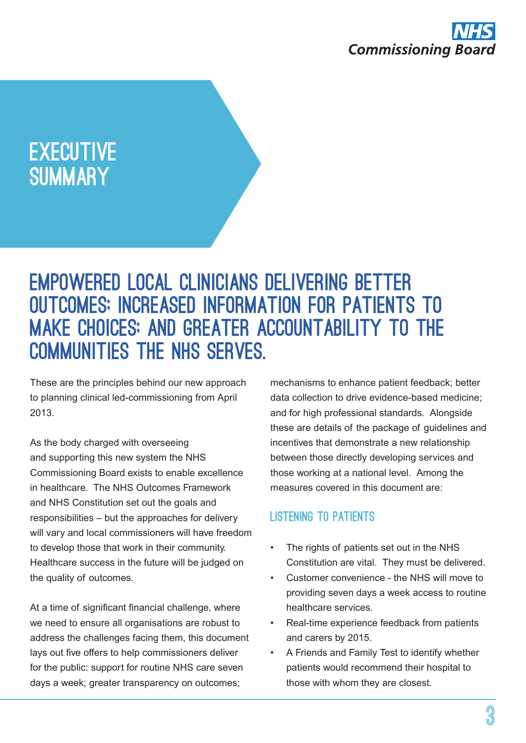# EXECUTIVE SUMMARY

## EMPOWERED LOCAL CLINICIANS DELIVERING BETTER OUTCOMES; INCREASED INFORMATION FOR PATIENTS TO MAKE CHOICES; AND GREATER ACCOUNTABILITY TO THE COMMUNITIES THE NHS SERVES.

These are the principles behind our new approach to planning clinical led-commissioning from April 2013.

As the body charged with overseeing and supporting this new system the NHS Commissioning Board exists to enable excellence in healthcare. The NHS Outcomes Framework and NHS Constitution set out the goals and responsibilities – but the approaches for delivery will vary and local commissioners will have freedom to develop those that work in their community. Healthcare success in the future will be judged on the quality of outcomes.

At a time of significant financial challenge, where we need to ensure all organisations are robust to address the challenges facing them, this document lays out five offers to help commissioners deliver for the public: support for routine NHS care seven days a week; greater transparency on outcomes; mechanisms to enhance patient feedback; better data collection to drive evidence-based medicine; and for high professional standards. Alongside these are details of the package of guidelines and incentives that demonstrate a new relationship between those directly developing services and those working at a national level. Among the measures covered in this document are:

### LISTENING TO PATIENTS

- The rights of patients set out in the NHS Constitution are vital. They must be delivered.
- Customer convenience - the NHS will move to providing seven days a week access to routine healthcare services.
- Real-time experience feedback from patients and carers by 2015.
- A Friends and Family Test to identify whether patients would recommend their hospital to those with whom they are closest.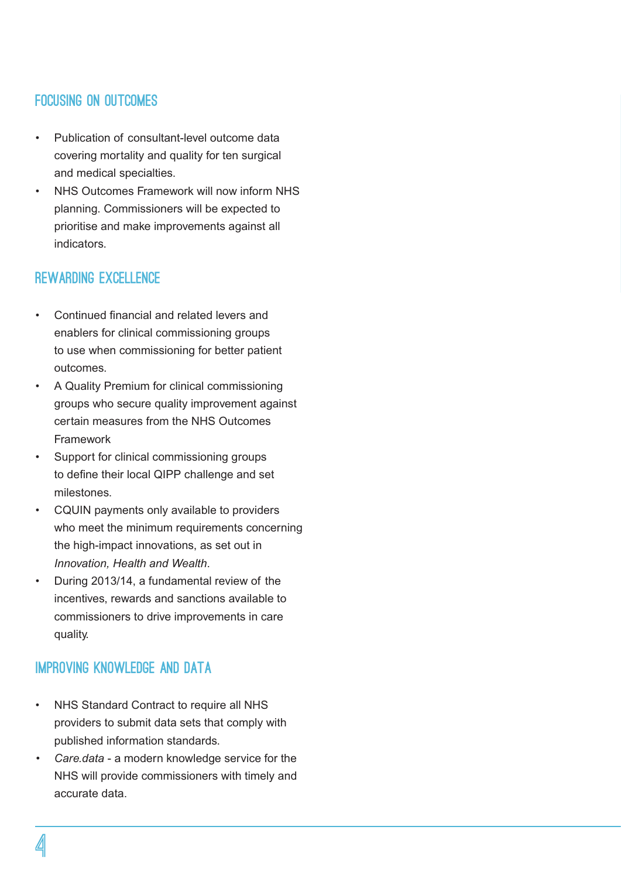## FOCUSING ON OUTCOMES

- Publication of consultant-level outcome data covering mortality and quality for ten surgical and medical specialties.
- NHS Outcomes Framework will now inform NHS planning. Commissioners will be expected to prioritise and make improvements against all indicators.

## REWARDING EXCELLENCE

- Continued financial and related levers and enablers for clinical commissioning groups to use when commissioning for better patient outcomes.
- A Quality Premium for clinical commissioning groups who secure quality improvement against certain measures from the NHS Outcomes Framework
- Support for clinical commissioning groups to define their local QIPP challenge and set milestones.
- CQUIN payments only available to providers who meet the minimum requirements concerning the high-impact innovations, as set out in *Innovation, Health and Wealth*.
- During 2013/14, a fundamental review of the incentives, rewards and sanctions available to commissioners to drive improvements in care quality.

## IMPROVING KNOWLEDGE AND DATA

- NHS Standard Contract to require all NHS providers to submit data sets that comply with published information standards.
- *Care.data* - a modern knowledge service for the NHS will provide commissioners with timely and accurate data.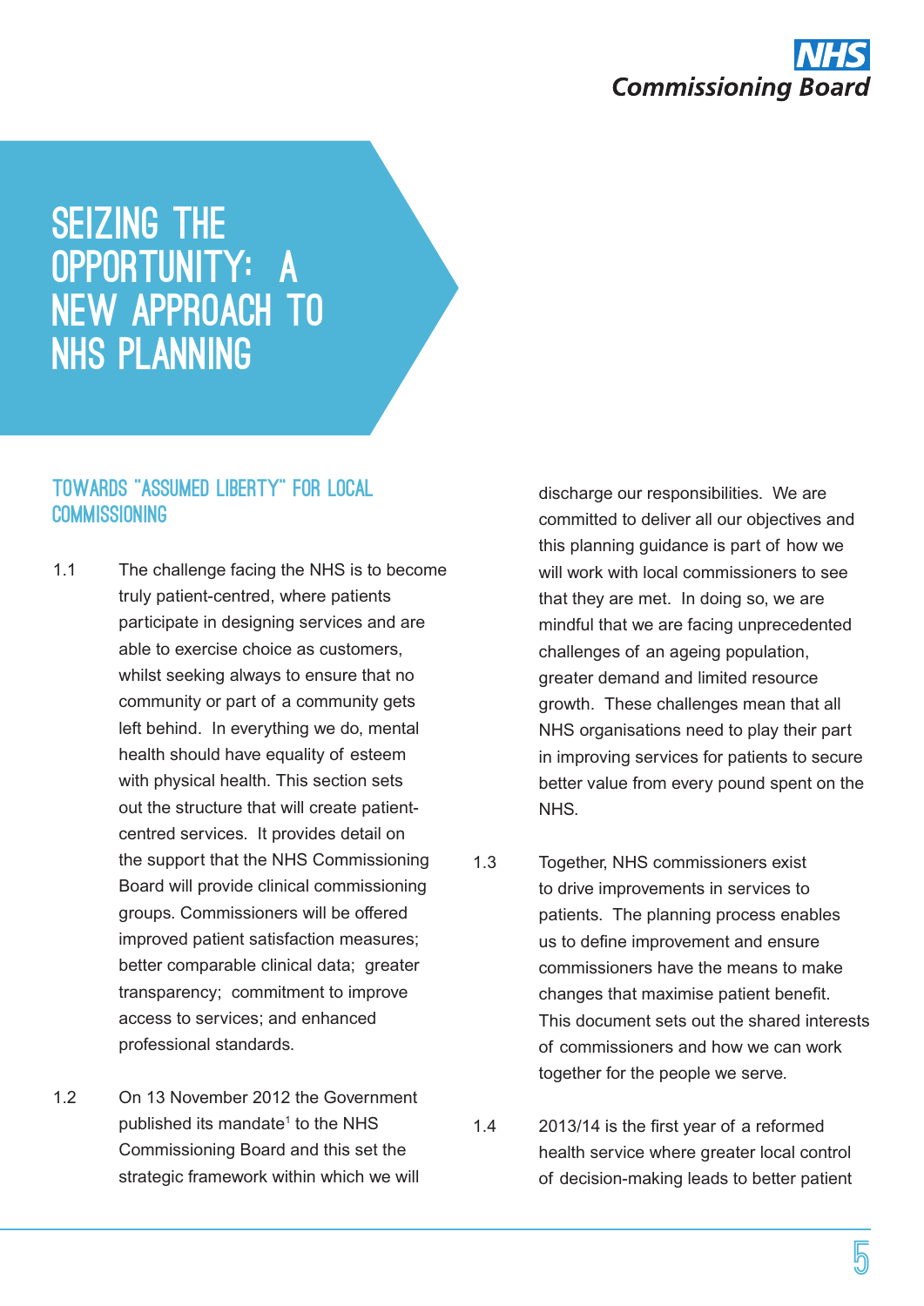# SEIZING THE OPPORTUNITY: A NEW APPROACH TO NHS PLANNING

## TOWARDS "ASSUMED LIBERTY" FOR LOCAL COMMISSIONING

1.1 The challenge facing the NHS is to become truly patient-centred, where patients participate in designing services and are able to exercise choice as customers, whilst seeking always to ensure that no community or part of a community gets left behind. In everything we do, mental health should have equality of esteem with physical health. This section sets out the structure that will create patient-centred services. It provides detail on the support that the NHS Commissioning Board will provide clinical commissioning groups. Commissioners will be offered improved patient satisfaction measures; better comparable clinical data; greater transparency; commitment to improve access to services; and enhanced professional standards.

1.2 On 13 November 2012 the Government published its mandate[1] to the NHS Commissioning Board and this set the strategic framework within which we will discharge our responsibilities. We are committed to deliver all our objectives and this planning guidance is part of how we will work with local commissioners to see that they are met. In doing so, we are mindful that we are facing unprecedented challenges of an ageing population, greater demand and limited resource growth. These challenges mean that all NHS organisations need to play their part in improving services for patients to secure better value from every pound spent on the NHS.

1.3 Together, NHS commissioners exist to drive improvements in services to patients. The planning process enables us to define improvement and ensure commissioners have the means to make changes that maximise patient benefit. This document sets out the shared interests of commissioners and how we can work together for the people we serve.

1.4 2013/14 is the first year of a reformed health service where greater local control of decision-making leads to better patient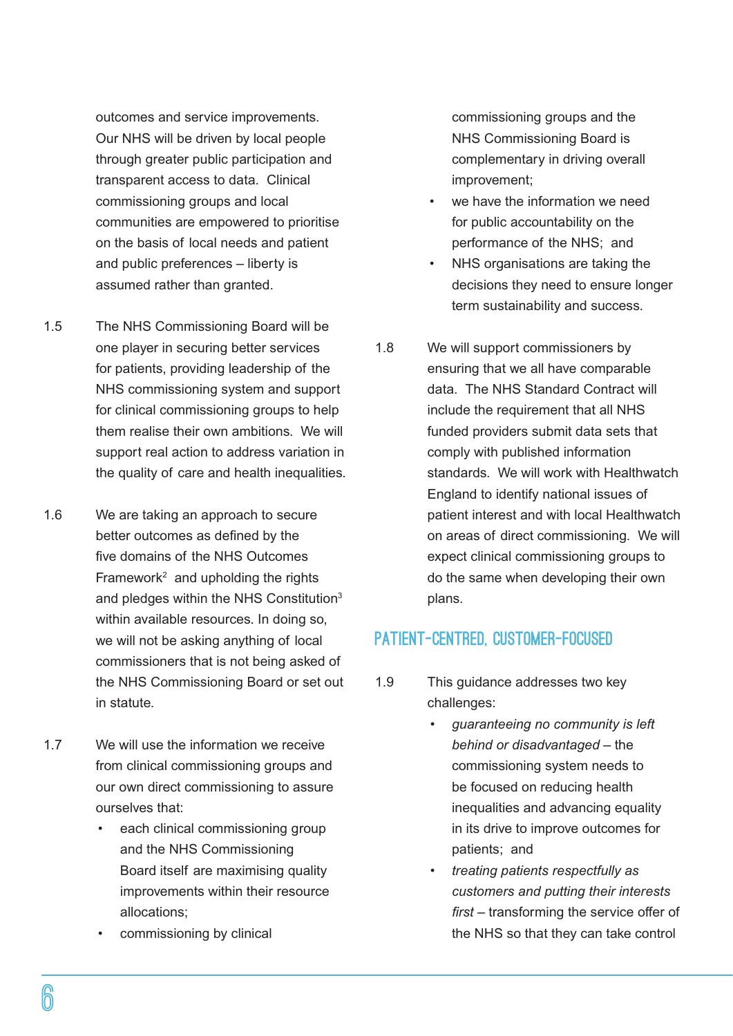outcomes and service improvements. Our NHS will be driven by local people through greater public participation and transparent access to data. Clinical commissioning groups and local communities are empowered to prioritise on the basis of local needs and patient and public preferences – liberty is assumed rather than granted.

1.5 The NHS Commissioning Board will be one player in securing better services for patients, providing leadership of the NHS commissioning system and support for clinical commissioning groups to help them realise their own ambitions. We will support real action to address variation in the quality of care and health inequalities.

1.6 We are taking an approach to secure better outcomes as defined by the five domains of the NHS Outcomes Framework[2] and upholding the rights and pledges within the NHS Constitution[3] within available resources. In doing so, we will not be asking anything of local commissioners that is not being asked of the NHS Commissioning Board or set out in statute.

1.7 We will use the information we receive from clinical commissioning groups and our own direct commissioning to assure ourselves that:

- each clinical commissioning group and the NHS Commissioning Board itself are maximising quality improvements within their resource allocations;
- commissioning by clinical commissioning groups and the NHS Commissioning Board is complementary in driving overall improvement;
- we have the information we need for public accountability on the performance of the NHS; and
- NHS organisations are taking the decisions they need to ensure longer term sustainability and success.

1.8 We will support commissioners by ensuring that we all have comparable data. The NHS Standard Contract will include the requirement that all NHS funded providers submit data sets that comply with published information standards. We will work with Healthwatch England to identify national issues of patient interest and with local Healthwatch on areas of direct commissioning. We will expect clinical commissioning groups to do the same when developing their own plans.

## PATIENT-CENTRED, CUSTOMER-FOCUSED

1.9 This guidance addresses two key challenges:

- *guaranteeing no community is left behind or disadvantaged* – the commissioning system needs to be focused on reducing health inequalities and advancing equality in its drive to improve outcomes for patients; and
- *treating patients respectfully as customers and putting their interests first* – transforming the service offer of the NHS so that they can take control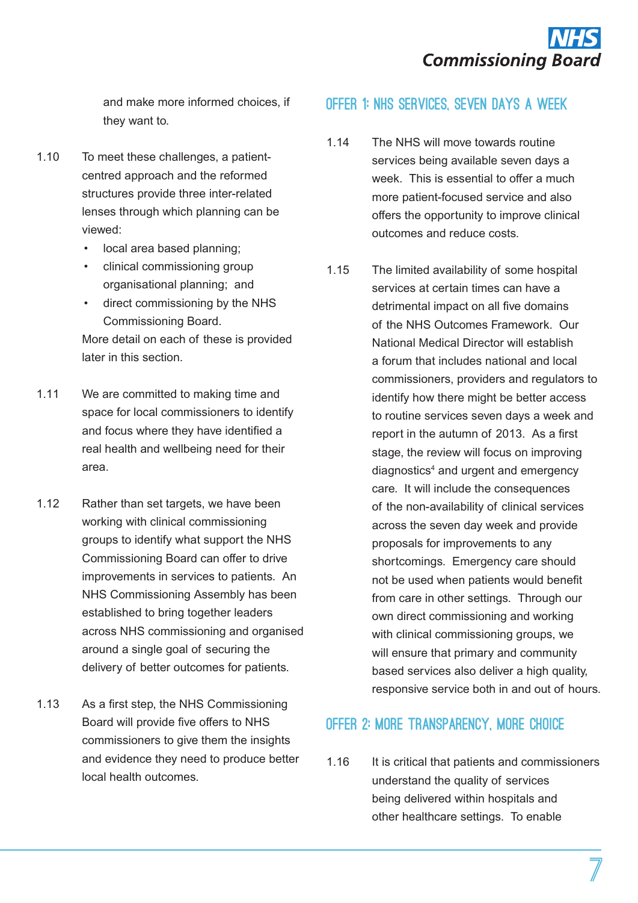and make more informed choices, if they want to.

1.10 To meet these challenges, a patient-centred approach and the reformed structures provide three inter-related lenses through which planning can be viewed:

- local area based planning;
- clinical commissioning group organisational planning; and
- direct commissioning by the NHS Commissioning Board.

More detail on each of these is provided later in this section.

1.11 We are committed to making time and space for local commissioners to identify and focus where they have identified a real health and wellbeing need for their area.

1.12 Rather than set targets, we have been working with clinical commissioning groups to identify what support the NHS Commissioning Board can offer to drive improvements in services to patients. An NHS Commissioning Assembly has been established to bring together leaders across NHS commissioning and organised around a single goal of securing the delivery of better outcomes for patients.

1.13 As a first step, the NHS Commissioning Board will provide five offers to NHS commissioners to give them the insights and evidence they need to produce better local health outcomes.

## OFFER 1: NHS SERVICES, SEVEN DAYS A WEEK

1.14 The NHS will move towards routine services being available seven days a week. This is essential to offer a much more patient-focused service and also offers the opportunity to improve clinical outcomes and reduce costs.

1.15 The limited availability of some hospital services at certain times can have a detrimental impact on all five domains of the NHS Outcomes Framework. Our National Medical Director will establish a forum that includes national and local commissioners, providers and regulators to identify how there might be better access to routine services seven days a week and report in the autumn of 2013. As a first stage, the review will focus on improving diagnostics[4] and urgent and emergency care. It will include the consequences of the non-availability of clinical services across the seven day week and provide proposals for improvements to any shortcomings. Emergency care should not be used when patients would benefit from care in other settings. Through our own direct commissioning and working with clinical commissioning groups, we will ensure that primary and community based services also deliver a high quality, responsive service both in and out of hours.

## OFFER 2: MORE TRANSPARENCY, MORE CHOICE

1.16 It is critical that patients and commissioners understand the quality of services being delivered within hospitals and other healthcare settings. To enable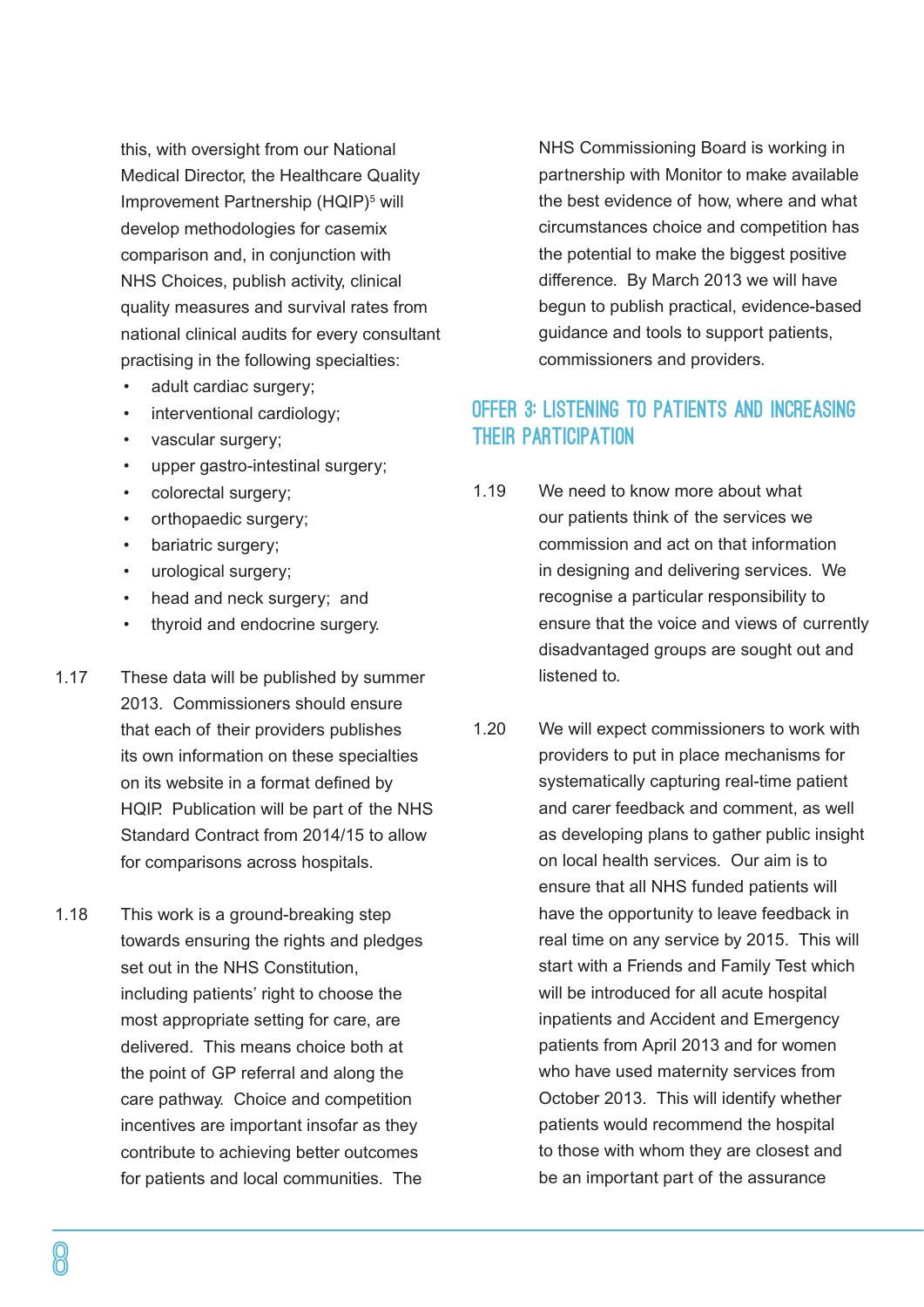this, with oversight from our National Medical Director, the Healthcare Quality Improvement Partnership (HQIP)[5] will develop methodologies for casemix comparison and, in conjunction with NHS Choices, publish activity, clinical quality measures and survival rates from national clinical audits for every consultant practising in the following specialties:

- adult cardiac surgery;
- interventional cardiology;
- vascular surgery;
- upper gastro-intestinal surgery;
- colorectal surgery;
- orthopaedic surgery;
- bariatric surgery;
- urological surgery;
- head and neck surgery; and
- thyroid and endocrine surgery.

1.17 These data will be published by summer 2013. Commissioners should ensure that each of their providers publishes its own information on these specialties on its website in a format defined by HQIP. Publication will be part of the NHS Standard Contract from 2014/15 to allow for comparisons across hospitals.

1.18 This work is a ground-breaking step towards ensuring the rights and pledges set out in the NHS Constitution, including patients' right to choose the most appropriate setting for care, are delivered. This means choice both at the point of GP referral and along the care pathway. Choice and competition incentives are important insofar as they contribute to achieving better outcomes for patients and local communities. The NHS Commissioning Board is working in partnership with Monitor to make available the best evidence of how, where and what circumstances choice and competition has the potential to make the biggest positive difference. By March 2013 we will have begun to publish practical, evidence-based guidance and tools to support patients, commissioners and providers.

## OFFER 3: LISTENING TO PATIENTS AND INCREASING THEIR PARTICIPATION

1.19 We need to know more about what our patients think of the services we commission and act on that information in designing and delivering services. We recognise a particular responsibility to ensure that the voice and views of currently disadvantaged groups are sought out and listened to.

1.20 We will expect commissioners to work with providers to put in place mechanisms for systematically capturing real-time patient and carer feedback and comment, as well as developing plans to gather public insight on local health services. Our aim is to ensure that all NHS funded patients will have the opportunity to leave feedback in real time on any service by 2015. This will start with a Friends and Family Test which will be introduced for all acute hospital inpatients and Accident and Emergency patients from April 2013 and for women who have used maternity services from October 2013. This will identify whether patients would recommend the hospital to those with whom they are closest and be an important part of the assurance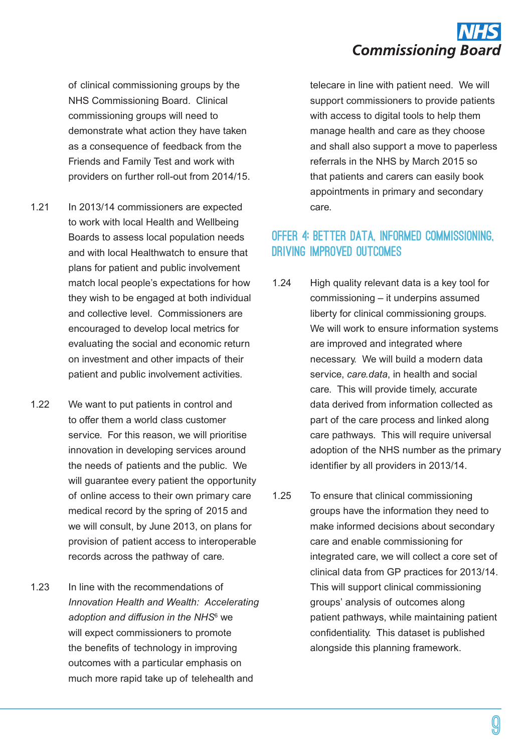of clinical commissioning groups by the NHS Commissioning Board. Clinical commissioning groups will need to demonstrate what action they have taken as a consequence of feedback from the Friends and Family Test and work with providers on further roll-out from 2014/15.

1.21 In 2013/14 commissioners are expected to work with local Health and Wellbeing Boards to assess local population needs and with local Healthwatch to ensure that plans for patient and public involvement match local people's expectations for how they wish to be engaged at both individual and collective level. Commissioners are encouraged to develop local metrics for evaluating the social and economic return on investment and other impacts of their patient and public involvement activities.

1.22 We want to put patients in control and to offer them a world class customer service. For this reason, we will prioritise innovation in developing services around the needs of patients and the public. We will guarantee every patient the opportunity of online access to their own primary care medical record by the spring of 2015 and we will consult, by June 2013, on plans for provision of patient access to interoperable records across the pathway of care.

1.23 In line with the recommendations of *Innovation Health and Wealth: Accelerating adoption and diffusion in the NHS*[6] we will expect commissioners to promote the benefits of technology in improving outcomes with a particular emphasis on much more rapid take up of telehealth and telecare in line with patient need. We will support commissioners to provide patients with access to digital tools to help them manage health and care as they choose and shall also support a move to paperless referrals in the NHS by March 2015 so that patients and carers can easily book appointments in primary and secondary care.

## Offer 4: Better data, informed commissioning, driving improved outcomes

1.24 High quality relevant data is a key tool for commissioning – it underpins assumed liberty for clinical commissioning groups. We will work to ensure information systems are improved and integrated where necessary. We will build a modern data service, *care.data*, in health and social care. This will provide timely, accurate data derived from information collected as part of the care process and linked along care pathways. This will require universal adoption of the NHS number as the primary identifier by all providers in 2013/14.

1.25 To ensure that clinical commissioning groups have the information they need to make informed decisions about secondary care and enable commissioning for integrated care, we will collect a core set of clinical data from GP practices for 2013/14. This will support clinical commissioning groups' analysis of outcomes along patient pathways, while maintaining patient confidentiality. This dataset is published alongside this planning framework.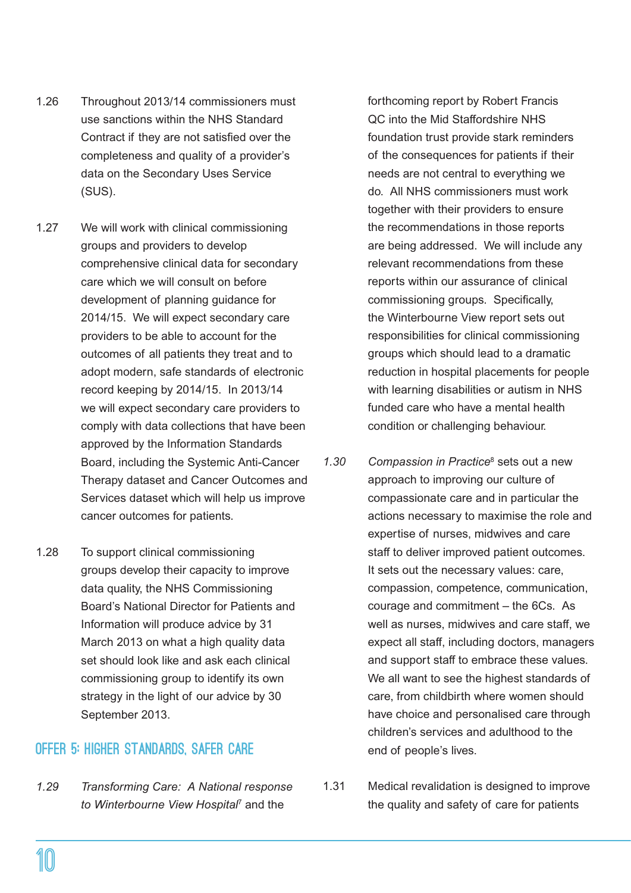1.26 Throughout 2013/14 commissioners must use sanctions within the NHS Standard Contract if they are not satisfied over the completeness and quality of a provider's data on the Secondary Uses Service (SUS).

1.27 We will work with clinical commissioning groups and providers to develop comprehensive clinical data for secondary care which we will consult on before development of planning guidance for 2014/15. We will expect secondary care providers to be able to account for the outcomes of all patients they treat and to adopt modern, safe standards of electronic record keeping by 2014/15. In 2013/14 we will expect secondary care providers to comply with data collections that have been approved by the Information Standards Board, including the Systemic Anti-Cancer Therapy dataset and Cancer Outcomes and Services dataset which will help us improve cancer outcomes for patients.

1.28 To support clinical commissioning groups develop their capacity to improve data quality, the NHS Commissioning Board's National Director for Patients and Information will produce advice by 31 March 2013 on what a high quality data set should look like and ask each clinical commissioning group to identify its own strategy in the light of our advice by 30 September 2013.

## OFFER 5: HIGHER STANDARDS, SAFER CARE

*1.29* *Transforming Care: A National response to Winterbourne View Hospital*[7] and the forthcoming report by Robert Francis QC into the Mid Staffordshire NHS foundation trust provide stark reminders of the consequences for patients if their needs are not central to everything we do. All NHS commissioners must work together with their providers to ensure the recommendations in those reports are being addressed. We will include any relevant recommendations from these reports within our assurance of clinical commissioning groups. Specifically, the Winterbourne View report sets out responsibilities for clinical commissioning groups which should lead to a dramatic reduction in hospital placements for people with learning disabilities or autism in NHS funded care who have a mental health condition or challenging behaviour.

*1.30* *Compassion in Practice*[8] sets out a new approach to improving our culture of compassionate care and in particular the actions necessary to maximise the role and expertise of nurses, midwives and care staff to deliver improved patient outcomes. It sets out the necessary values: care, compassion, competence, communication, courage and commitment – the 6Cs. As well as nurses, midwives and care staff, we expect all staff, including doctors, managers and support staff to embrace these values. We all want to see the highest standards of care, from childbirth where women should have choice and personalised care through children's services and adulthood to the end of people's lives.

1.31 Medical revalidation is designed to improve the quality and safety of care for patients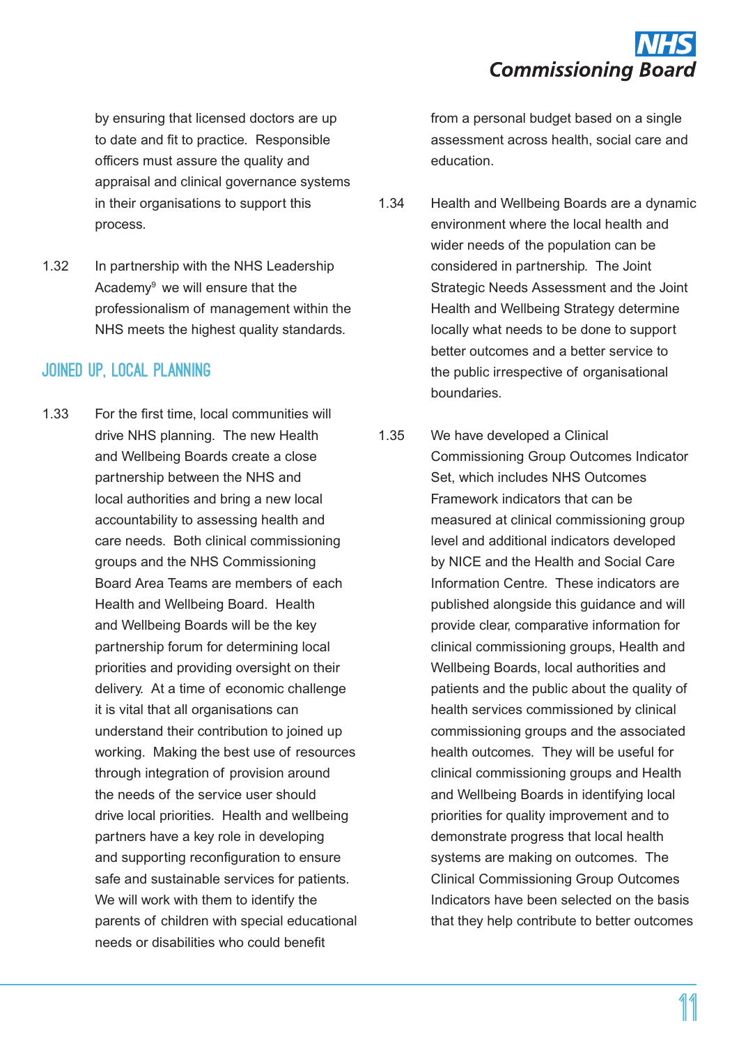by ensuring that licensed doctors are up to date and fit to practice. Responsible officers must assure the quality and appraisal and clinical governance systems in their organisations to support this process.

1.32 In partnership with the NHS Leadership Academy[9] we will ensure that the professionalism of management within the NHS meets the highest quality standards.

## JOINED UP, LOCAL PLANNING

1.33 For the first time, local communities will drive NHS planning. The new Health and Wellbeing Boards create a close partnership between the NHS and local authorities and bring a new local accountability to assessing health and care needs. Both clinical commissioning groups and the NHS Commissioning Board Area Teams are members of each Health and Wellbeing Board. Health and Wellbeing Boards will be the key partnership forum for determining local priorities and providing oversight on their delivery. At a time of economic challenge it is vital that all organisations can understand their contribution to joined up working. Making the best use of resources through integration of provision around the needs of the service user should drive local priorities. Health and wellbeing partners have a key role in developing and supporting reconfiguration to ensure safe and sustainable services for patients. We will work with them to identify the parents of children with special educational needs or disabilities who could benefit from a personal budget based on a single assessment across health, social care and education.

1.34 Health and Wellbeing Boards are a dynamic environment where the local health and wider needs of the population can be considered in partnership. The Joint Strategic Needs Assessment and the Joint Health and Wellbeing Strategy determine locally what needs to be done to support better outcomes and a better service to the public irrespective of organisational boundaries.

1.35 We have developed a Clinical Commissioning Group Outcomes Indicator Set, which includes NHS Outcomes Framework indicators that can be measured at clinical commissioning group level and additional indicators developed by NICE and the Health and Social Care Information Centre. These indicators are published alongside this guidance and will provide clear, comparative information for clinical commissioning groups, Health and Wellbeing Boards, local authorities and patients and the public about the quality of health services commissioned by clinical commissioning groups and the associated health outcomes. They will be useful for clinical commissioning groups and Health and Wellbeing Boards in identifying local priorities for quality improvement and to demonstrate progress that local health systems are making on outcomes. The Clinical Commissioning Group Outcomes Indicators have been selected on the basis that they help contribute to better outcomes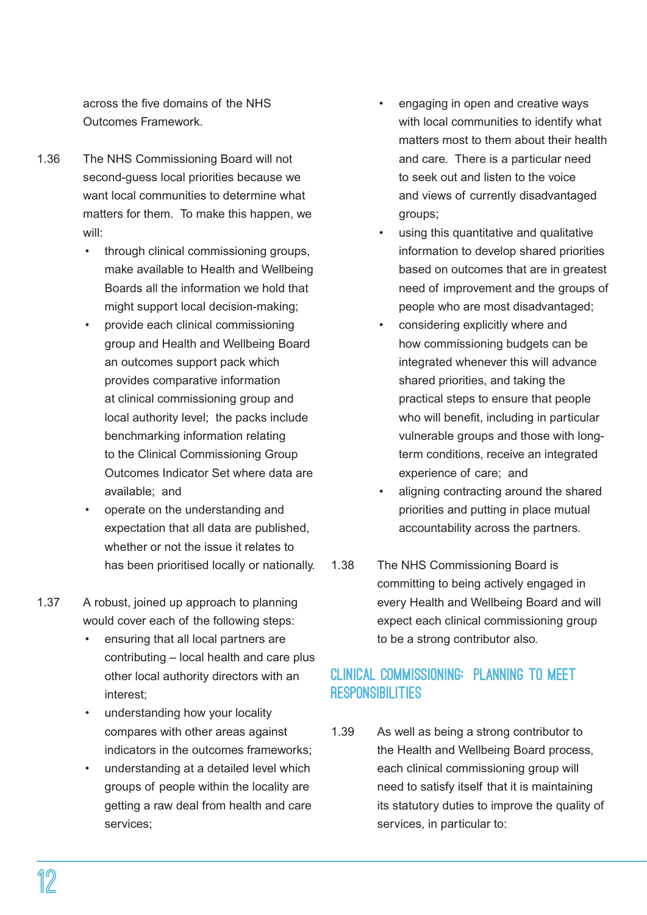across the five domains of the NHS Outcomes Framework.

1.36 The NHS Commissioning Board will not second-guess local priorities because we want local communities to determine what matters for them. To make this happen, we will:

- through clinical commissioning groups, make available to Health and Wellbeing Boards all the information we hold that might support local decision-making;
- provide each clinical commissioning group and Health and Wellbeing Board an outcomes support pack which provides comparative information at clinical commissioning group and local authority level; the packs include benchmarking information relating to the Clinical Commissioning Group Outcomes Indicator Set where data are available; and
- operate on the understanding and expectation that all data are published, whether or not the issue it relates to has been prioritised locally or nationally.

1.37 A robust, joined up approach to planning would cover each of the following steps:

- ensuring that all local partners are contributing – local health and care plus other local authority directors with an interest;
- understanding how your locality compares with other areas against indicators in the outcomes frameworks;
- understanding at a detailed level which groups of people within the locality are getting a raw deal from health and care services;
- engaging in open and creative ways with local communities to identify what matters most to them about their health and care. There is a particular need to seek out and listen to the voice and views of currently disadvantaged groups;
- using this quantitative and qualitative information to develop shared priorities based on outcomes that are in greatest need of improvement and the groups of people who are most disadvantaged;
- considering explicitly where and how commissioning budgets can be integrated whenever this will advance shared priorities, and taking the practical steps to ensure that people who will benefit, including in particular vulnerable groups and those with long-term conditions, receive an integrated experience of care; and
- aligning contracting around the shared priorities and putting in place mutual accountability across the partners.

1.38 The NHS Commissioning Board is committing to being actively engaged in every Health and Wellbeing Board and will expect each clinical commissioning group to be a strong contributor also.

## CLINICAL COMMISSIONING: PLANNING TO MEET RESPONSIBILITIES

1.39 As well as being a strong contributor to the Health and Wellbeing Board process, each clinical commissioning group will need to satisfy itself that it is maintaining its statutory duties to improve the quality of services, in particular to: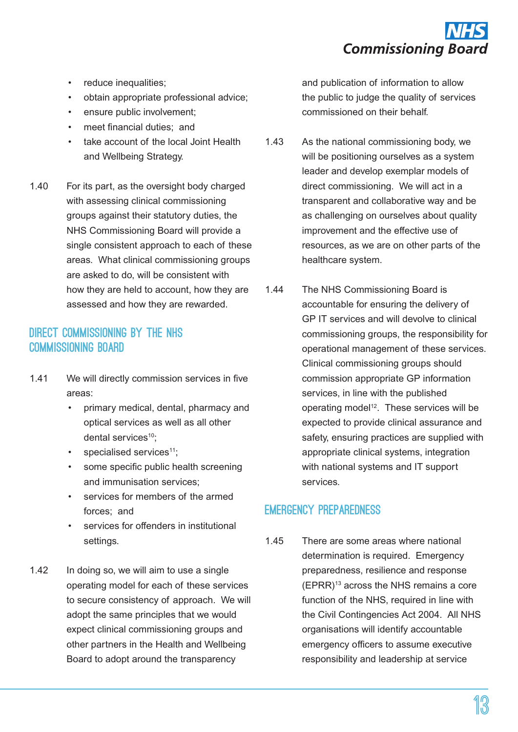- reduce inequalities;
- obtain appropriate professional advice;
- ensure public involvement;
- meet financial duties; and
- take account of the local Joint Health and Wellbeing Strategy.

1.40 For its part, as the oversight body charged with assessing clinical commissioning groups against their statutory duties, the NHS Commissioning Board will provide a single consistent approach to each of these areas. What clinical commissioning groups are asked to do, will be consistent with how they are held to account, how they are assessed and how they are rewarded.

## DIRECT COMMISSIONING BY THE NHS COMMISSIONING BOARD

1.41 We will directly commission services in five areas:

- primary medical, dental, pharmacy and optical services as well as all other dental services[10];
- specialised services[11];
- some specific public health screening and immunisation services;
- services for members of the armed forces; and
- services for offenders in institutional settings.

1.42 In doing so, we will aim to use a single operating model for each of these services to secure consistency of approach. We will adopt the same principles that we would expect clinical commissioning groups and other partners in the Health and Wellbeing Board to adopt around the transparency and publication of information to allow the public to judge the quality of services commissioned on their behalf.

1.43 As the national commissioning body, we will be positioning ourselves as a system leader and develop exemplar models of direct commissioning. We will act in a transparent and collaborative way and be as challenging on ourselves about quality improvement and the effective use of resources, as we are on other parts of the healthcare system.

1.44 The NHS Commissioning Board is accountable for ensuring the delivery of GP IT services and will devolve to clinical commissioning groups, the responsibility for operational management of these services. Clinical commissioning groups should commission appropriate GP information services, in line with the published operating model[12]. These services will be expected to provide clinical assurance and safety, ensuring practices are supplied with appropriate clinical systems, integration with national systems and IT support services.

## EMERGENCY PREPAREDNESS

1.45 There are some areas where national determination is required. Emergency preparedness, resilience and response (EPRR)[13] across the NHS remains a core function of the NHS, required in line with the Civil Contingencies Act 2004. All NHS organisations will identify accountable emergency officers to assume executive responsibility and leadership at service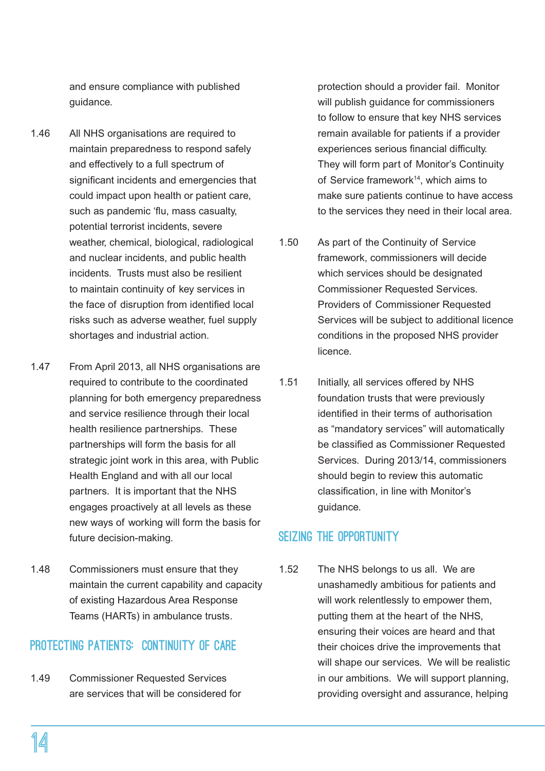and ensure compliance with published guidance.

1.46 All NHS organisations are required to maintain preparedness to respond safely and effectively to a full spectrum of significant incidents and emergencies that could impact upon health or patient care, such as pandemic 'flu, mass casualty, potential terrorist incidents, severe weather, chemical, biological, radiological and nuclear incidents, and public health incidents. Trusts must also be resilient to maintain continuity of key services in the face of disruption from identified local risks such as adverse weather, fuel supply shortages and industrial action.

1.47 From April 2013, all NHS organisations are required to contribute to the coordinated planning for both emergency preparedness and service resilience through their local health resilience partnerships. These partnerships will form the basis for all strategic joint work in this area, with Public Health England and with all our local partners. It is important that the NHS engages proactively at all levels as these new ways of working will form the basis for future decision-making.

1.48 Commissioners must ensure that they maintain the current capability and capacity of existing Hazardous Area Response Teams (HARTs) in ambulance trusts.

## PROTECTING PATIENTS: CONTINUITY OF CARE

1.49 Commissioner Requested Services are services that will be considered for protection should a provider fail. Monitor will publish guidance for commissioners to follow to ensure that key NHS services remain available for patients if a provider experiences serious financial difficulty. They will form part of Monitor's Continuity of Service framework[14], which aims to make sure patients continue to have access to the services they need in their local area.

1.50 As part of the Continuity of Service framework, commissioners will decide which services should be designated Commissioner Requested Services. Providers of Commissioner Requested Services will be subject to additional licence conditions in the proposed NHS provider licence.

1.51 Initially, all services offered by NHS foundation trusts that were previously identified in their terms of authorisation as "mandatory services" will automatically be classified as Commissioner Requested Services. During 2013/14, commissioners should begin to review this automatic classification, in line with Monitor's guidance.

## SEIZING THE OPPORTUNITY

1.52 The NHS belongs to us all. We are unashamedly ambitious for patients and will work relentlessly to empower them, putting them at the heart of the NHS, ensuring their voices are heard and that their choices drive the improvements that will shape our services. We will be realistic in our ambitions. We will support planning, providing oversight and assurance, helping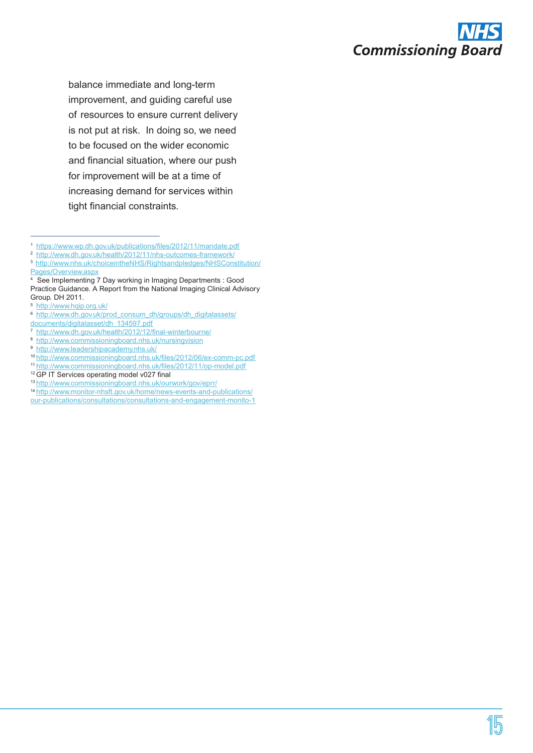balance immediate and long-term improvement, and guiding careful use of resources to ensure current delivery is not put at risk. In doing so, we need to be focused on the wider economic and financial situation, where our push for improvement will be at a time of increasing demand for services within tight financial constraints.

---

[1] https://www.wp.dh.gov.uk/publications/files/2012/11/mandate.pdf

[2] http://www.dh.gov.uk/health/2012/11/nhs-outcomes-framework/

[3] http://www.nhs.uk/choiceintheNHS/Rightsandpledges/NHSConstitution/Pages/Overview.aspx

[4] See Implementing 7 Day working in Imaging Departments : Good Practice Guidance. A Report from the National Imaging Clinical Advisory Group. DH 2011.

[5] http://www.hqip.org.uk/

[6] http://www.dh.gov.uk/prod_consum_dh/groups/dh_digitalassets/documents/digitalasset/dh_134597.pdf

[7] http://www.dh.gov.uk/health/2012/12/final-winterbourne/

[8] http://www.commissioningboard.nhs.uk/nursingvision

[9] http://www.leadershipacademy.nhs.uk/

[10] http://www.commissioningboard.nhs.uk/files/2012/06/ex-comm-pc.pdf

[11] http://www.commissioningboard.nhs.uk/files/2012/11/op-model.pdf

[12] GP IT Services operating model v027 final

[13] http://www.commissioningboard.nhs.uk/ourwork/gov/eprr/

[14] http://www.monitor-nhsft.gov.uk/home/news-events-and-publications/our-publications/consultations/consultations-and-engagement-monito-1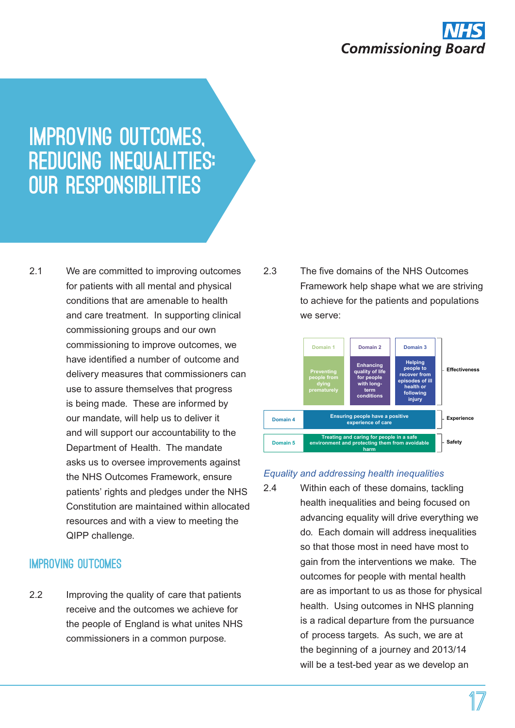# IMPROVING OUTCOMES, REDUCING INEQUALITIES: OUR RESPONSIBILITIES

2.1 We are committed to improving outcomes for patients with all mental and physical conditions that are amenable to health and care treatment. In supporting clinical commissioning groups and our own commissioning to improve outcomes, we have identified a number of outcome and delivery measures that commissioners can use to assure themselves that progress is being made. These are informed by our mandate, will help us to deliver it and will support our accountability to the Department of Health. The mandate asks us to oversee improvements against the NHS Outcomes Framework, ensure patients' rights and pledges under the NHS Constitution are maintained within allocated resources and with a view to meeting the QIPP challenge.

## IMPROVING OUTCOMES

2.2 Improving the quality of care that patients receive and the outcomes we achieve for the people of England is what unites NHS commissioners in a common purpose.

2.3 The five domains of the NHS Outcomes Framework help shape what we are striving to achieve for the patients and populations we serve:

| | Domain 1 | Domain 2 | Domain 3 | |
|---|---|---|---|---|
| | Preventing people from dying prematurely | Enhancing quality of life for people with long-term conditions | Helping people to recover from episodes of ill health or following injury | Effectiveness |
| Domain 4 | Ensuring people have a positive experience of care | | | Experience |
| Domain 5 | Treating and caring for people in a safe environment and protecting them from avoidable harm | | | Safety |

*Equality and addressing health inequalities*

2.4 Within each of these domains, tackling health inequalities and being focused on advancing equality will drive everything we do. Each domain will address inequalities so that those most in need have most to gain from the interventions we make. The outcomes for people with mental health are as important to us as those for physical health. Using outcomes in NHS planning is a radical departure from the pursuance of process targets. As such, we are at the beginning of a journey and 2013/14 will be a test-bed year as we develop an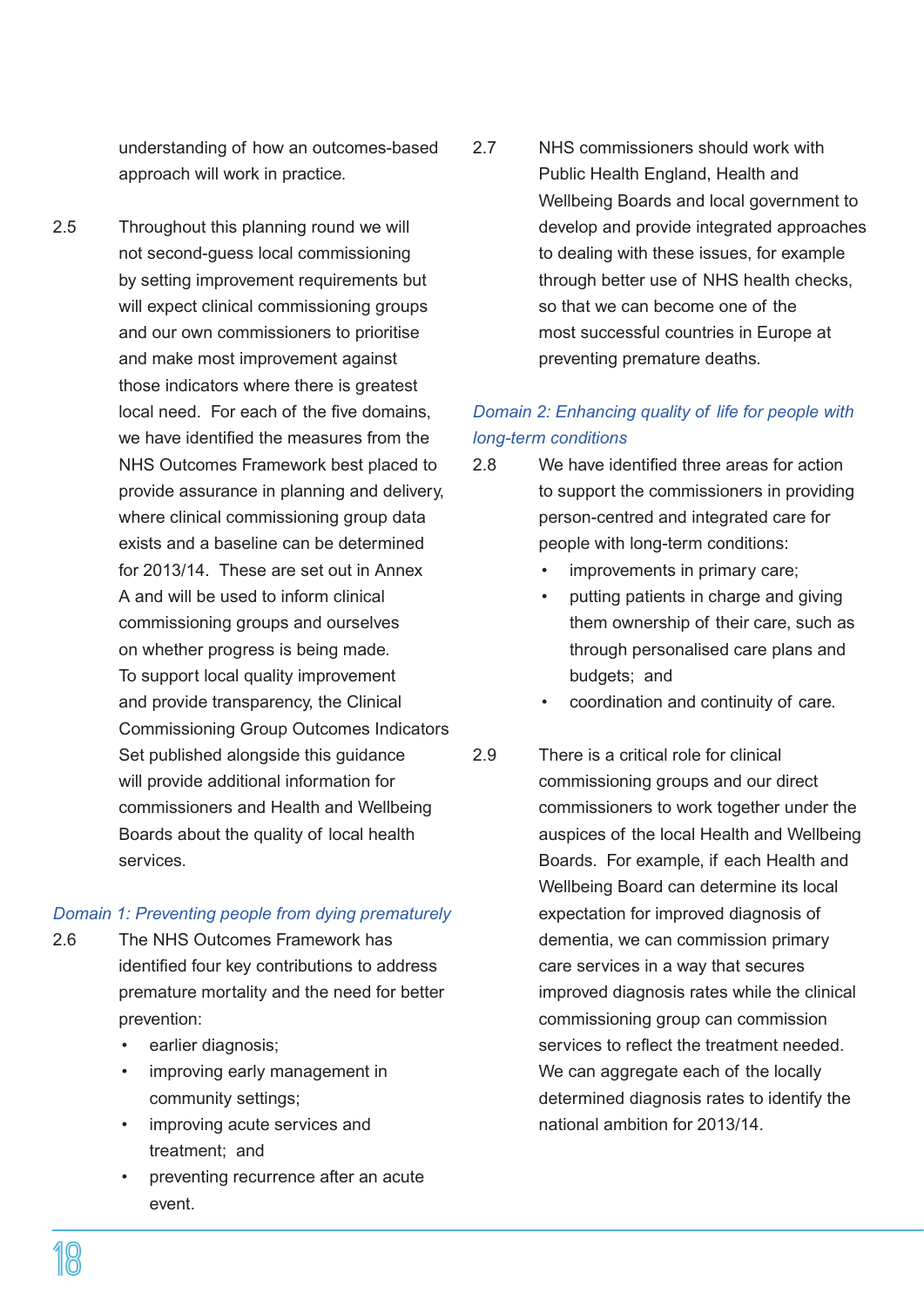understanding of how an outcomes-based approach will work in practice.

2.5 Throughout this planning round we will not second-guess local commissioning by setting improvement requirements but will expect clinical commissioning groups and our own commissioners to prioritise and make most improvement against those indicators where there is greatest local need. For each of the five domains, we have identified the measures from the NHS Outcomes Framework best placed to provide assurance in planning and delivery, where clinical commissioning group data exists and a baseline can be determined for 2013/14. These are set out in Annex A and will be used to inform clinical commissioning groups and ourselves on whether progress is being made. To support local quality improvement and provide transparency, the Clinical Commissioning Group Outcomes Indicators Set published alongside this guidance will provide additional information for commissioners and Health and Wellbeing Boards about the quality of local health services.

*Domain 1: Preventing people from dying prematurely*

2.6 The NHS Outcomes Framework has identified four key contributions to address premature mortality and the need for better prevention:

- earlier diagnosis;
- improving early management in community settings;
- improving acute services and treatment; and
- preventing recurrence after an acute event.

2.7 NHS commissioners should work with Public Health England, Health and Wellbeing Boards and local government to develop and provide integrated approaches to dealing with these issues, for example through better use of NHS health checks, so that we can become one of the most successful countries in Europe at preventing premature deaths.

*Domain 2: Enhancing quality of life for people with long-term conditions*

2.8 We have identified three areas for action to support the commissioners in providing person-centred and integrated care for people with long-term conditions:

- improvements in primary care;
- putting patients in charge and giving them ownership of their care, such as through personalised care plans and budgets; and
- coordination and continuity of care.

2.9 There is a critical role for clinical commissioning groups and our direct commissioners to work together under the auspices of the local Health and Wellbeing Boards. For example, if each Health and Wellbeing Board can determine its local expectation for improved diagnosis of dementia, we can commission primary care services in a way that secures improved diagnosis rates while the clinical commissioning group can commission services to reflect the treatment needed. We can aggregate each of the locally determined diagnosis rates to identify the national ambition for 2013/14.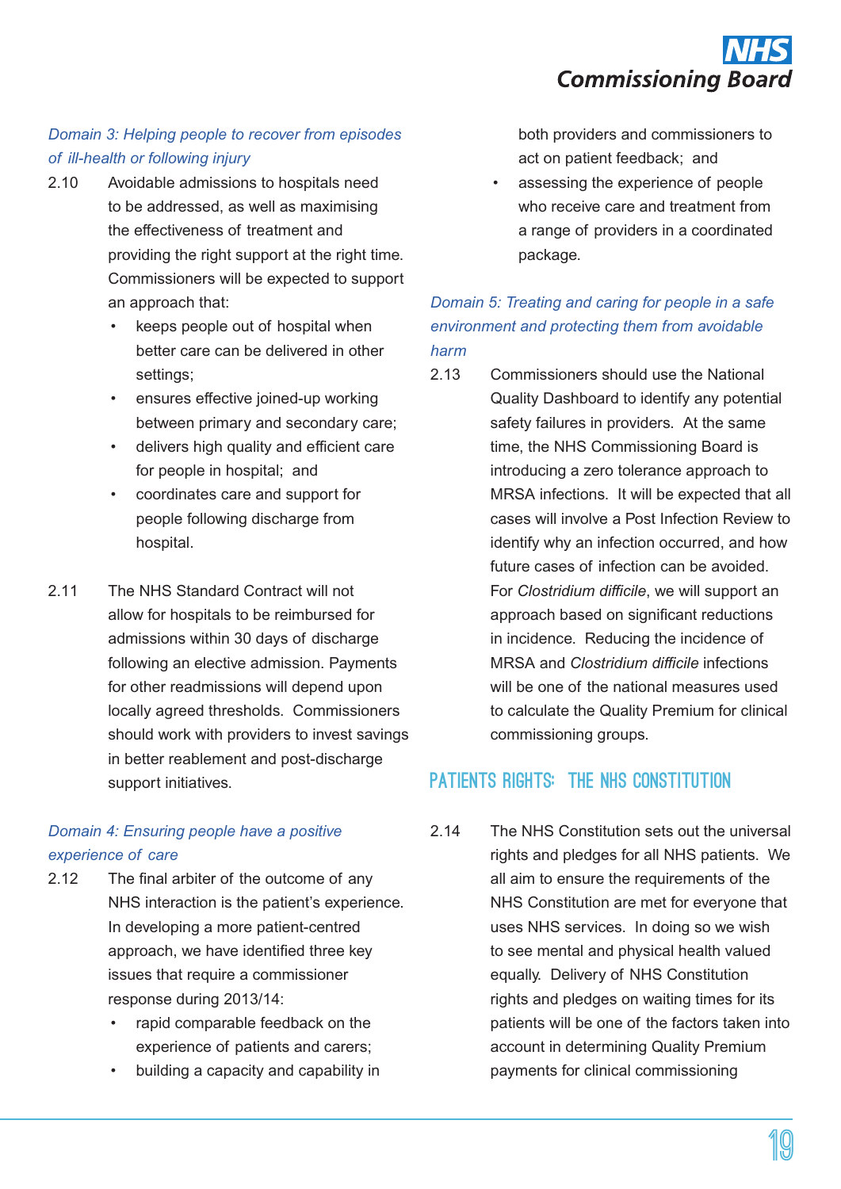*Domain 3: Helping people to recover from episodes of ill-health or following injury*

2.10 Avoidable admissions to hospitals need to be addressed, as well as maximising the effectiveness of treatment and providing the right support at the right time. Commissioners will be expected to support an approach that:

- keeps people out of hospital when better care can be delivered in other settings;
- ensures effective joined-up working between primary and secondary care;
- delivers high quality and efficient care for people in hospital; and
- coordinates care and support for people following discharge from hospital.

2.11 The NHS Standard Contract will not allow for hospitals to be reimbursed for admissions within 30 days of discharge following an elective admission. Payments for other readmissions will depend upon locally agreed thresholds. Commissioners should work with providers to invest savings in better reablement and post-discharge support initiatives.

*Domain 4: Ensuring people have a positive experience of care*

2.12 The final arbiter of the outcome of any NHS interaction is the patient's experience. In developing a more patient-centred approach, we have identified three key issues that require a commissioner response during 2013/14:

- rapid comparable feedback on the experience of patients and carers;
- building a capacity and capability in both providers and commissioners to act on patient feedback; and
- assessing the experience of people who receive care and treatment from a range of providers in a coordinated package.

*Domain 5: Treating and caring for people in a safe environment and protecting them from avoidable harm*

2.13 Commissioners should use the National Quality Dashboard to identify any potential safety failures in providers. At the same time, the NHS Commissioning Board is introducing a zero tolerance approach to MRSA infections. It will be expected that all cases will involve a Post Infection Review to identify why an infection occurred, and how future cases of infection can be avoided. For *Clostridium difficile*, we will support an approach based on significant reductions in incidence. Reducing the incidence of MRSA and *Clostridium difficile* infections will be one of the national measures used to calculate the Quality Premium for clinical commissioning groups.

## PATIENTS RIGHTS: THE NHS CONSTITUTION

2.14 The NHS Constitution sets out the universal rights and pledges for all NHS patients. We all aim to ensure the requirements of the NHS Constitution are met for everyone that uses NHS services. In doing so we wish to see mental and physical health valued equally. Delivery of NHS Constitution rights and pledges on waiting times for its patients will be one of the factors taken into account in determining Quality Premium payments for clinical commissioning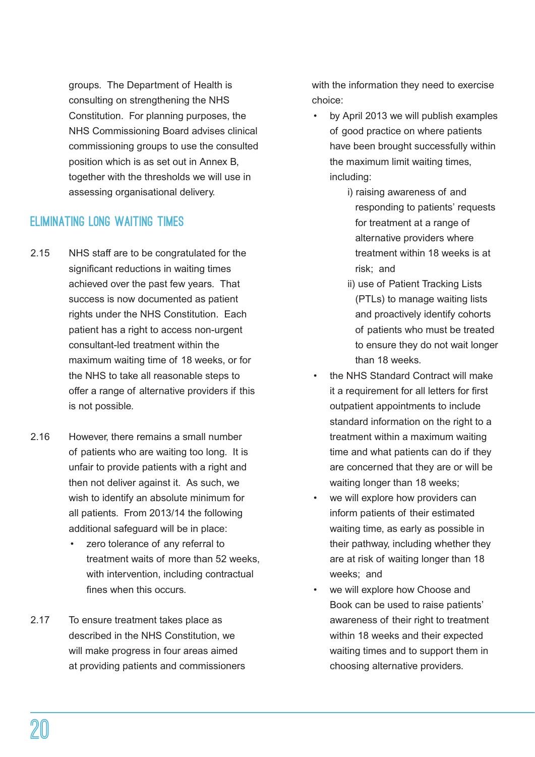groups. The Department of Health is consulting on strengthening the NHS Constitution. For planning purposes, the NHS Commissioning Board advises clinical commissioning groups to use the consulted position which is as set out in Annex B, together with the thresholds we will use in assessing organisational delivery.

## ELIMINATING LONG WAITING TIMES

2.15 NHS staff are to be congratulated for the significant reductions in waiting times achieved over the past few years. That success is now documented as patient rights under the NHS Constitution. Each patient has a right to access non-urgent consultant-led treatment within the maximum waiting time of 18 weeks, or for the NHS to take all reasonable steps to offer a range of alternative providers if this is not possible.

2.16 However, there remains a small number of patients who are waiting too long. It is unfair to provide patients with a right and then not deliver against it. As such, we wish to identify an absolute minimum for all patients. From 2013/14 the following additional safeguard will be in place:

- zero tolerance of any referral to treatment waits of more than 52 weeks, with intervention, including contractual fines when this occurs.

2.17 To ensure treatment takes place as described in the NHS Constitution, we will make progress in four areas aimed at providing patients and commissioners with the information they need to exercise choice:

- by April 2013 we will publish examples of good practice on where patients have been brought successfully within the maximum limit waiting times, including:
  - i) raising awareness of and responding to patients' requests for treatment at a range of alternative providers where treatment within 18 weeks is at risk; and
  - ii) use of Patient Tracking Lists (PTLs) to manage waiting lists and proactively identify cohorts of patients who must be treated to ensure they do not wait longer than 18 weeks.
- the NHS Standard Contract will make it a requirement for all letters for first outpatient appointments to include standard information on the right to a treatment within a maximum waiting time and what patients can do if they are concerned that they are or will be waiting longer than 18 weeks;
- we will explore how providers can inform patients of their estimated waiting time, as early as possible in their pathway, including whether they are at risk of waiting longer than 18 weeks; and
- we will explore how Choose and Book can be used to raise patients' awareness of their right to treatment within 18 weeks and their expected waiting times and to support them in choosing alternative providers.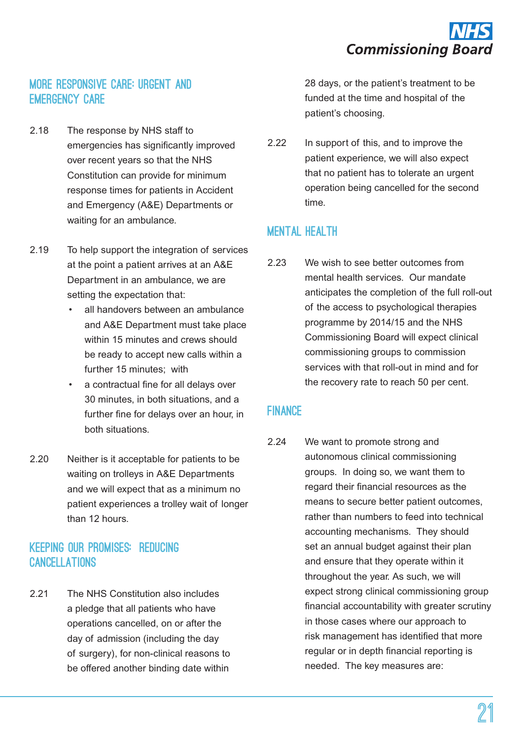## MORE RESPONSIVE CARE: URGENT AND EMERGENCY CARE

2.18 The response by NHS staff to emergencies has significantly improved over recent years so that the NHS Constitution can provide for minimum response times for patients in Accident and Emergency (A&E) Departments or waiting for an ambulance.

2.19 To help support the integration of services at the point a patient arrives at an A&E Department in an ambulance, we are setting the expectation that:

- all handovers between an ambulance and A&E Department must take place within 15 minutes and crews should be ready to accept new calls within a further 15 minutes; with
- a contractual fine for all delays over 30 minutes, in both situations, and a further fine for delays over an hour, in both situations.

2.20 Neither is it acceptable for patients to be waiting on trolleys in A&E Departments and we will expect that as a minimum no patient experiences a trolley wait of longer than 12 hours.

## KEEPING OUR PROMISES: REDUCING CANCELLATIONS

2.21 The NHS Constitution also includes a pledge that all patients who have operations cancelled, on or after the day of admission (including the day of surgery), for non-clinical reasons to be offered another binding date within 28 days, or the patient's treatment to be funded at the time and hospital of the patient's choosing.

2.22 In support of this, and to improve the patient experience, we will also expect that no patient has to tolerate an urgent operation being cancelled for the second time.

## MENTAL HEALTH

2.23 We wish to see better outcomes from mental health services. Our mandate anticipates the completion of the full roll-out of the access to psychological therapies programme by 2014/15 and the NHS Commissioning Board will expect clinical commissioning groups to commission services with that roll-out in mind and for the recovery rate to reach 50 per cent.

## FINANCE

2.24 We want to promote strong and autonomous clinical commissioning groups. In doing so, we want them to regard their financial resources as the means to secure better patient outcomes, rather than numbers to feed into technical accounting mechanisms. They should set an annual budget against their plan and ensure that they operate within it throughout the year. As such, we will expect strong clinical commissioning group financial accountability with greater scrutiny in those cases where our approach to risk management has identified that more regular or in depth financial reporting is needed. The key measures are: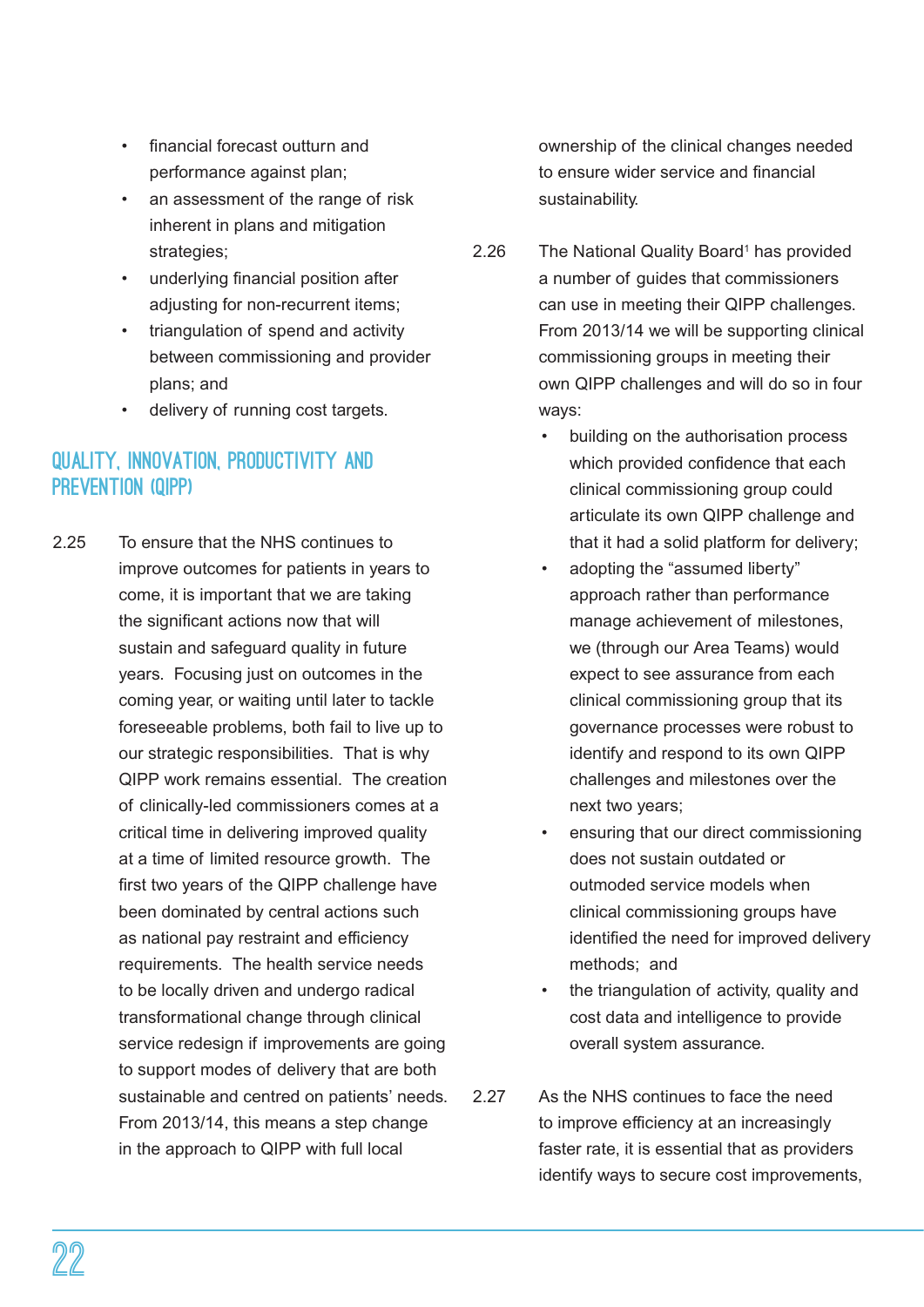- financial forecast outturn and performance against plan;
- an assessment of the range of risk inherent in plans and mitigation strategies;
- underlying financial position after adjusting for non-recurrent items;
- triangulation of spend and activity between commissioning and provider plans; and
- delivery of running cost targets.

## QUALITY, INNOVATION, PRODUCTIVITY AND PREVENTION (QIPP)

2.25 To ensure that the NHS continues to improve outcomes for patients in years to come, it is important that we are taking the significant actions now that will sustain and safeguard quality in future years. Focusing just on outcomes in the coming year, or waiting until later to tackle foreseeable problems, both fail to live up to our strategic responsibilities. That is why QIPP work remains essential. The creation of clinically-led commissioners comes at a critical time in delivering improved quality at a time of limited resource growth. The first two years of the QIPP challenge have been dominated by central actions such as national pay restraint and efficiency requirements. The health service needs to be locally driven and undergo radical transformational change through clinical service redesign if improvements are going to support modes of delivery that are both sustainable and centred on patients' needs. From 2013/14, this means a step change in the approach to QIPP with full local ownership of the clinical changes needed to ensure wider service and financial sustainability.

2.26 The National Quality Board[1] has provided a number of guides that commissioners can use in meeting their QIPP challenges. From 2013/14 we will be supporting clinical commissioning groups in meeting their own QIPP challenges and will do so in four ways:

- building on the authorisation process which provided confidence that each clinical commissioning group could articulate its own QIPP challenge and that it had a solid platform for delivery;
- adopting the "assumed liberty" approach rather than performance manage achievement of milestones, we (through our Area Teams) would expect to see assurance from each clinical commissioning group that its governance processes were robust to identify and respond to its own QIPP challenges and milestones over the next two years;
- ensuring that our direct commissioning does not sustain outdated or outmoded service models when clinical commissioning groups have identified the need for improved delivery methods; and
- the triangulation of activity, quality and cost data and intelligence to provide overall system assurance.

2.27 As the NHS continues to face the need to improve efficiency at an increasingly faster rate, it is essential that as providers identify ways to secure cost improvements,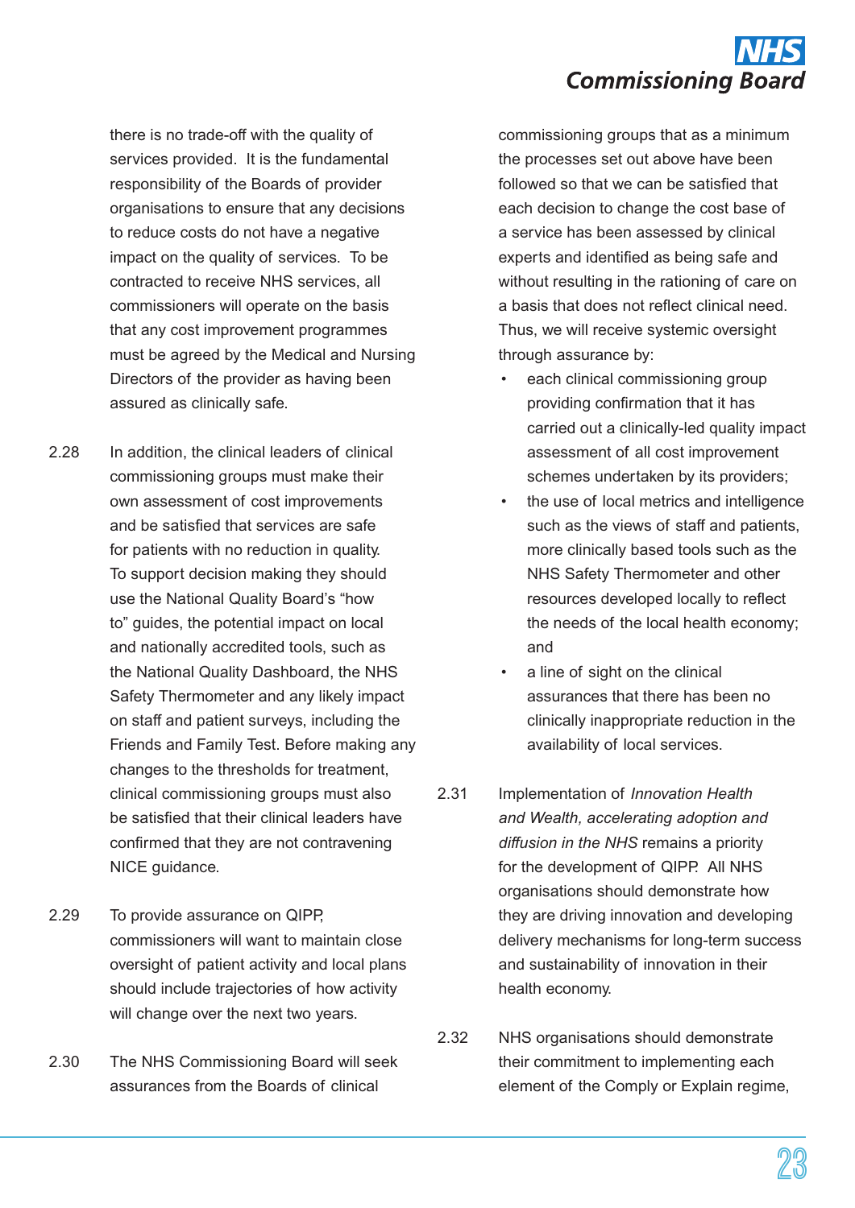there is no trade-off with the quality of services provided. It is the fundamental responsibility of the Boards of provider organisations to ensure that any decisions to reduce costs do not have a negative impact on the quality of services. To be contracted to receive NHS services, all commissioners will operate on the basis that any cost improvement programmes must be agreed by the Medical and Nursing Directors of the provider as having been assured as clinically safe.

2.28 In addition, the clinical leaders of clinical commissioning groups must make their own assessment of cost improvements and be satisfied that services are safe for patients with no reduction in quality. To support decision making they should use the National Quality Board's "how to" guides, the potential impact on local and nationally accredited tools, such as the National Quality Dashboard, the NHS Safety Thermometer and any likely impact on staff and patient surveys, including the Friends and Family Test. Before making any changes to the thresholds for treatment, clinical commissioning groups must also be satisfied that their clinical leaders have confirmed that they are not contravening NICE guidance.

2.29 To provide assurance on QIPP, commissioners will want to maintain close oversight of patient activity and local plans should include trajectories of how activity will change over the next two years.

2.30 The NHS Commissioning Board will seek assurances from the Boards of clinical commissioning groups that as a minimum the processes set out above have been followed so that we can be satisfied that each decision to change the cost base of a service has been assessed by clinical experts and identified as being safe and without resulting in the rationing of care on a basis that does not reflect clinical need. Thus, we will receive systemic oversight through assurance by:

- each clinical commissioning group providing confirmation that it has carried out a clinically-led quality impact assessment of all cost improvement schemes undertaken by its providers;
- the use of local metrics and intelligence such as the views of staff and patients, more clinically based tools such as the NHS Safety Thermometer and other resources developed locally to reflect the needs of the local health economy; and
- a line of sight on the clinical assurances that there has been no clinically inappropriate reduction in the availability of local services.

2.31 Implementation of *Innovation Health and Wealth, accelerating adoption and diffusion in the NHS* remains a priority for the development of QIPP. All NHS organisations should demonstrate how they are driving innovation and developing delivery mechanisms for long-term success and sustainability of innovation in their health economy.

2.32 NHS organisations should demonstrate their commitment to implementing each element of the Comply or Explain regime,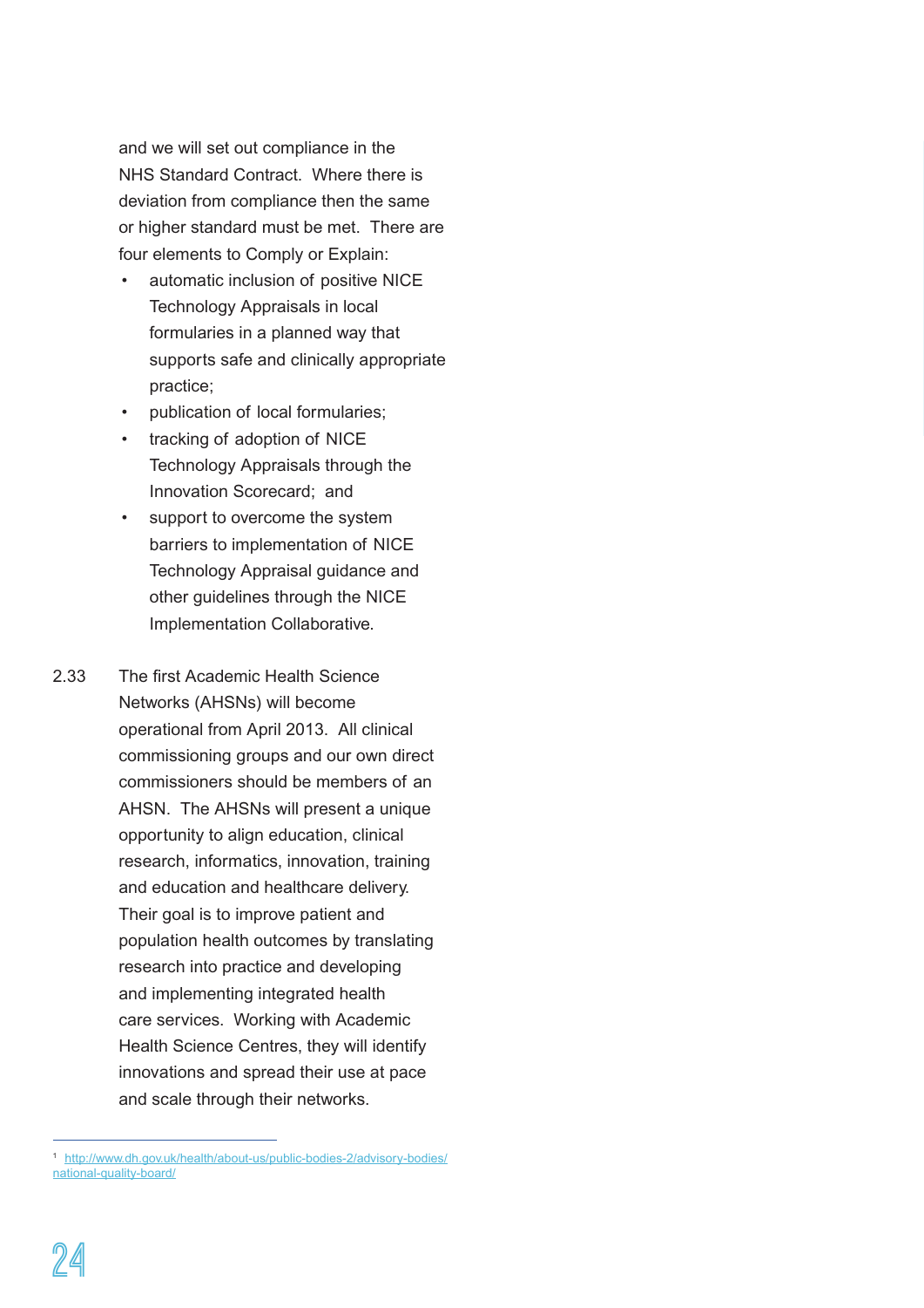and we will set out compliance in the NHS Standard Contract. Where there is deviation from compliance then the same or higher standard must be met. There are four elements to Comply or Explain:

- automatic inclusion of positive NICE Technology Appraisals in local formularies in a planned way that supports safe and clinically appropriate practice;
- publication of local formularies;
- tracking of adoption of NICE Technology Appraisals through the Innovation Scorecard; and
- support to overcome the system barriers to implementation of NICE Technology Appraisal guidance and other guidelines through the NICE Implementation Collaborative.

2.33 The first Academic Health Science Networks (AHSNs) will become operational from April 2013. All clinical commissioning groups and our own direct commissioners should be members of an AHSN. The AHSNs will present a unique opportunity to align education, clinical research, informatics, innovation, training and education and healthcare delivery. Their goal is to improve patient and population health outcomes by translating research into practice and developing and implementing integrated health care services. Working with Academic Health Science Centres, they will identify innovations and spread their use at pace and scale through their networks.

---

[1] http://www.dh.gov.uk/health/about-us/public-bodies-2/advisory-bodies/national-quality-board/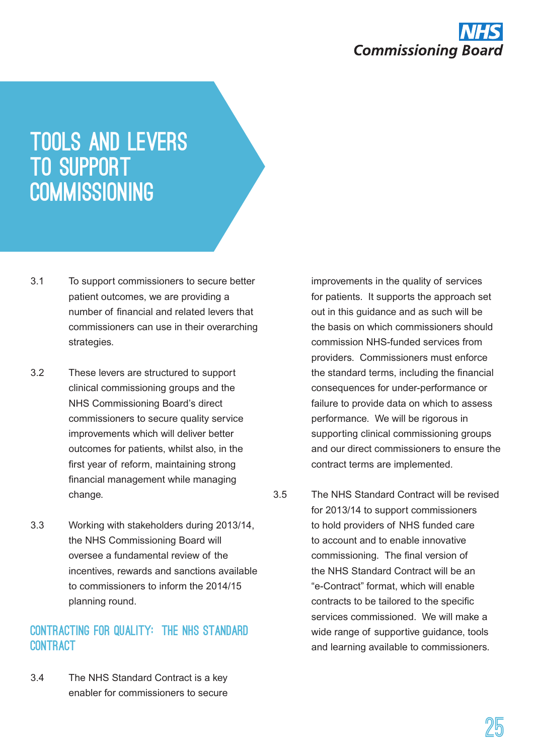# TOOLS AND LEVERS TO SUPPORT COMMISSIONING

3.1 To support commissioners to secure better patient outcomes, we are providing a number of financial and related levers that commissioners can use in their overarching strategies.

3.2 These levers are structured to support clinical commissioning groups and the NHS Commissioning Board's direct commissioners to secure quality service improvements which will deliver better outcomes for patients, whilst also, in the first year of reform, maintaining strong financial management while managing change.

3.3 Working with stakeholders during 2013/14, the NHS Commissioning Board will oversee a fundamental review of the incentives, rewards and sanctions available to commissioners to inform the 2014/15 planning round.

## CONTRACTING FOR QUALITY: THE NHS STANDARD CONTRACT

3.4 The NHS Standard Contract is a key enabler for commissioners to secure improvements in the quality of services for patients. It supports the approach set out in this guidance and as such will be the basis on which commissioners should commission NHS-funded services from providers. Commissioners must enforce the standard terms, including the financial consequences for under-performance or failure to provide data on which to assess performance. We will be rigorous in supporting clinical commissioning groups and our direct commissioners to ensure the contract terms are implemented.

3.5 The NHS Standard Contract will be revised for 2013/14 to support commissioners to hold providers of NHS funded care to account and to enable innovative commissioning. The final version of the NHS Standard Contract will be an "e-Contract" format, which will enable contracts to be tailored to the specific services commissioned. We will make a wide range of supportive guidance, tools and learning available to commissioners.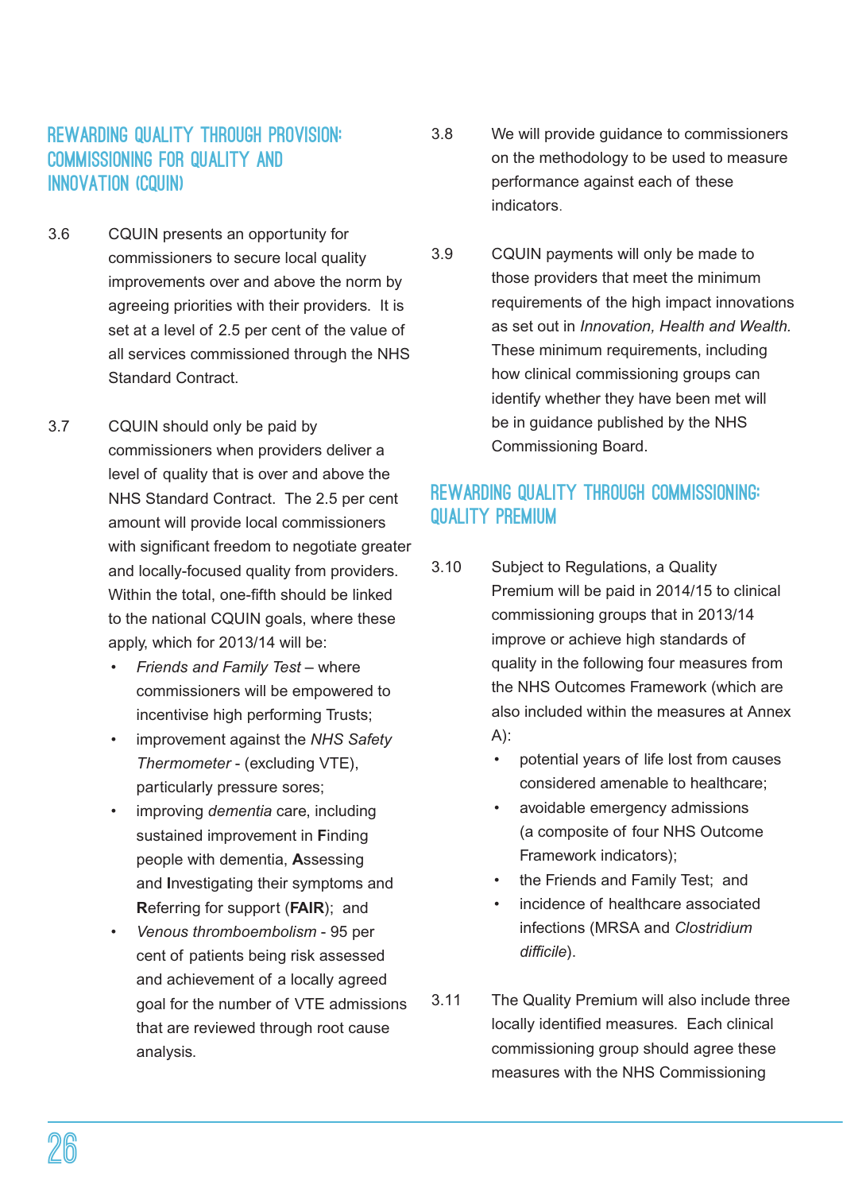## REWARDING QUALITY THROUGH PROVISION: COMMISSIONING FOR QUALITY AND INNOVATION (CQUIN)

3.6 CQUIN presents an opportunity for commissioners to secure local quality improvements over and above the norm by agreeing priorities with their providers. It is set at a level of 2.5 per cent of the value of all services commissioned through the NHS Standard Contract.

3.7 CQUIN should only be paid by commissioners when providers deliver a level of quality that is over and above the NHS Standard Contract. The 2.5 per cent amount will provide local commissioners with significant freedom to negotiate greater and locally-focused quality from providers. Within the total, one-fifth should be linked to the national CQUIN goals, where these apply, which for 2013/14 will be:

- *Friends and Family Test* – where commissioners will be empowered to incentivise high performing Trusts;
- improvement against the *NHS Safety Thermometer* - (excluding VTE), particularly pressure sores;
- improving *dementia* care, including sustained improvement in **F**inding people with dementia, **A**ssessing and **I**nvestigating their symptoms and **R**eferring for support (**FAIR**); and
- *Venous thromboembolism* - 95 per cent of patients being risk assessed and achievement of a locally agreed goal for the number of VTE admissions that are reviewed through root cause analysis.

3.8 We will provide guidance to commissioners on the methodology to be used to measure performance against each of these indicators.

3.9 CQUIN payments will only be made to those providers that meet the minimum requirements of the high impact innovations as set out in *Innovation, Health and Wealth.* These minimum requirements, including how clinical commissioning groups can identify whether they have been met will be in guidance published by the NHS Commissioning Board.

## REWARDING QUALITY THROUGH COMMISSIONING: QUALITY PREMIUM

3.10 Subject to Regulations, a Quality Premium will be paid in 2014/15 to clinical commissioning groups that in 2013/14 improve or achieve high standards of quality in the following four measures from the NHS Outcomes Framework (which are also included within the measures at Annex A):

- potential years of life lost from causes considered amenable to healthcare;
- avoidable emergency admissions (a composite of four NHS Outcome Framework indicators);
- the Friends and Family Test; and
- incidence of healthcare associated infections (MRSA and *Clostridium difficile*).

3.11 The Quality Premium will also include three locally identified measures. Each clinical commissioning group should agree these measures with the NHS Commissioning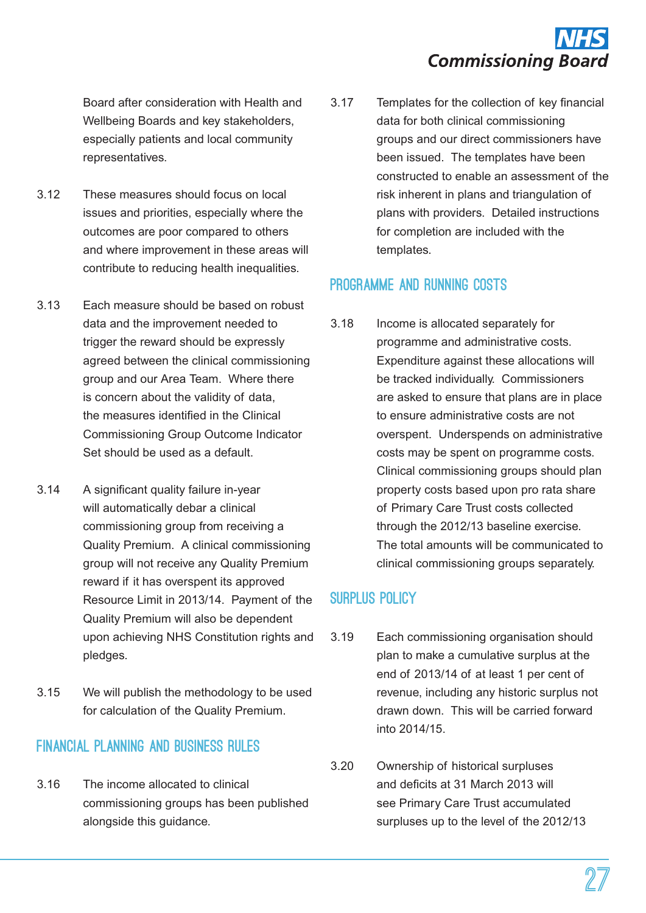Board after consideration with Health and Wellbeing Boards and key stakeholders, especially patients and local community representatives.

3.12 These measures should focus on local issues and priorities, especially where the outcomes are poor compared to others and where improvement in these areas will contribute to reducing health inequalities.

3.13 Each measure should be based on robust data and the improvement needed to trigger the reward should be expressly agreed between the clinical commissioning group and our Area Team. Where there is concern about the validity of data, the measures identified in the Clinical Commissioning Group Outcome Indicator Set should be used as a default.

3.14 A significant quality failure in-year will automatically debar a clinical commissioning group from receiving a Quality Premium. A clinical commissioning group will not receive any Quality Premium reward if it has overspent its approved Resource Limit in 2013/14. Payment of the Quality Premium will also be dependent upon achieving NHS Constitution rights and pledges.

3.15 We will publish the methodology to be used for calculation of the Quality Premium.

## FINANCIAL PLANNING AND BUSINESS RULES

3.16 The income allocated to clinical commissioning groups has been published alongside this guidance.

3.17 Templates for the collection of key financial data for both clinical commissioning groups and our direct commissioners have been issued. The templates have been constructed to enable an assessment of the risk inherent in plans and triangulation of plans with providers. Detailed instructions for completion are included with the templates.

## PROGRAMME AND RUNNING COSTS

3.18 Income is allocated separately for programme and administrative costs. Expenditure against these allocations will be tracked individually. Commissioners are asked to ensure that plans are in place to ensure administrative costs are not overspent. Underspends on administrative costs may be spent on programme costs. Clinical commissioning groups should plan property costs based upon pro rata share of Primary Care Trust costs collected through the 2012/13 baseline exercise. The total amounts will be communicated to clinical commissioning groups separately.

## SURPLUS POLICY

3.19 Each commissioning organisation should plan to make a cumulative surplus at the end of 2013/14 of at least 1 per cent of revenue, including any historic surplus not drawn down. This will be carried forward into 2014/15.

3.20 Ownership of historical surpluses and deficits at 31 March 2013 will see Primary Care Trust accumulated surpluses up to the level of the 2012/13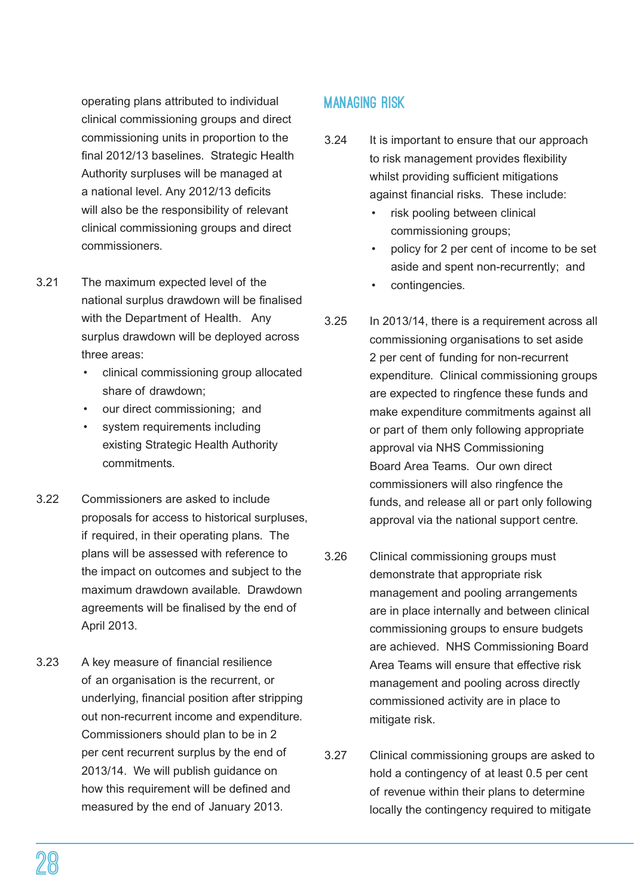operating plans attributed to individual clinical commissioning groups and direct commissioning units in proportion to the final 2012/13 baselines. Strategic Health Authority surpluses will be managed at a national level. Any 2012/13 deficits will also be the responsibility of relevant clinical commissioning groups and direct commissioners.

3.21 The maximum expected level of the national surplus drawdown will be finalised with the Department of Health. Any surplus drawdown will be deployed across three areas:

- clinical commissioning group allocated share of drawdown;
- our direct commissioning; and
- system requirements including existing Strategic Health Authority commitments.

3.22 Commissioners are asked to include proposals for access to historical surpluses, if required, in their operating plans. The plans will be assessed with reference to the impact on outcomes and subject to the maximum drawdown available. Drawdown agreements will be finalised by the end of April 2013.

3.23 A key measure of financial resilience of an organisation is the recurrent, or underlying, financial position after stripping out non-recurrent income and expenditure. Commissioners should plan to be in 2 per cent recurrent surplus by the end of 2013/14. We will publish guidance on how this requirement will be defined and measured by the end of January 2013.

## MANAGING RISK

3.24 It is important to ensure that our approach to risk management provides flexibility whilst providing sufficient mitigations against financial risks. These include:

- risk pooling between clinical commissioning groups;
- policy for 2 per cent of income to be set aside and spent non-recurrently; and
- contingencies.

3.25 In 2013/14, there is a requirement across all commissioning organisations to set aside 2 per cent of funding for non-recurrent expenditure. Clinical commissioning groups are expected to ringfence these funds and make expenditure commitments against all or part of them only following appropriate approval via NHS Commissioning Board Area Teams. Our own direct commissioners will also ringfence the funds, and release all or part only following approval via the national support centre.

3.26 Clinical commissioning groups must demonstrate that appropriate risk management and pooling arrangements are in place internally and between clinical commissioning groups to ensure budgets are achieved. NHS Commissioning Board Area Teams will ensure that effective risk management and pooling across directly commissioned activity are in place to mitigate risk.

3.27 Clinical commissioning groups are asked to hold a contingency of at least 0.5 per cent of revenue within their plans to determine locally the contingency required to mitigate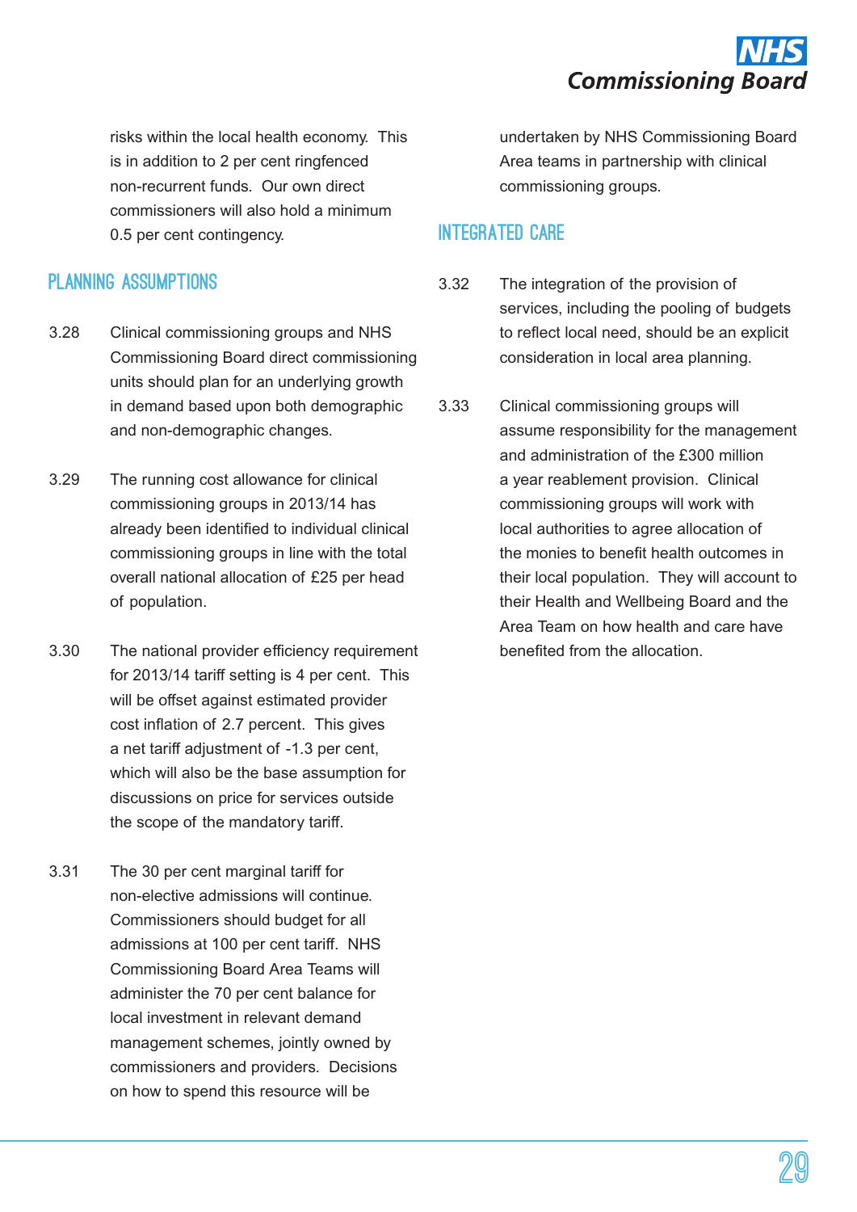risks within the local health economy. This is in addition to 2 per cent ringfenced non-recurrent funds. Our own direct commissioners will also hold a minimum 0.5 per cent contingency.

## PLANNING ASSUMPTIONS

3.28 Clinical commissioning groups and NHS Commissioning Board direct commissioning units should plan for an underlying growth in demand based upon both demographic and non-demographic changes.

3.29 The running cost allowance for clinical commissioning groups in 2013/14 has already been identified to individual clinical commissioning groups in line with the total overall national allocation of £25 per head of population.

3.30 The national provider efficiency requirement for 2013/14 tariff setting is 4 per cent. This will be offset against estimated provider cost inflation of 2.7 percent. This gives a net tariff adjustment of -1.3 per cent, which will also be the base assumption for discussions on price for services outside the scope of the mandatory tariff.

3.31 The 30 per cent marginal tariff for non-elective admissions will continue. Commissioners should budget for all admissions at 100 per cent tariff. NHS Commissioning Board Area Teams will administer the 70 per cent balance for local investment in relevant demand management schemes, jointly owned by commissioners and providers. Decisions on how to spend this resource will be undertaken by NHS Commissioning Board Area teams in partnership with clinical commissioning groups.

## INTEGRATED CARE

3.32 The integration of the provision of services, including the pooling of budgets to reflect local need, should be an explicit consideration in local area planning.

3.33 Clinical commissioning groups will assume responsibility for the management and administration of the £300 million a year reablement provision. Clinical commissioning groups will work with local authorities to agree allocation of the monies to benefit health outcomes in their local population. They will account to their Health and Wellbeing Board and the Area Team on how health and care have benefited from the allocation.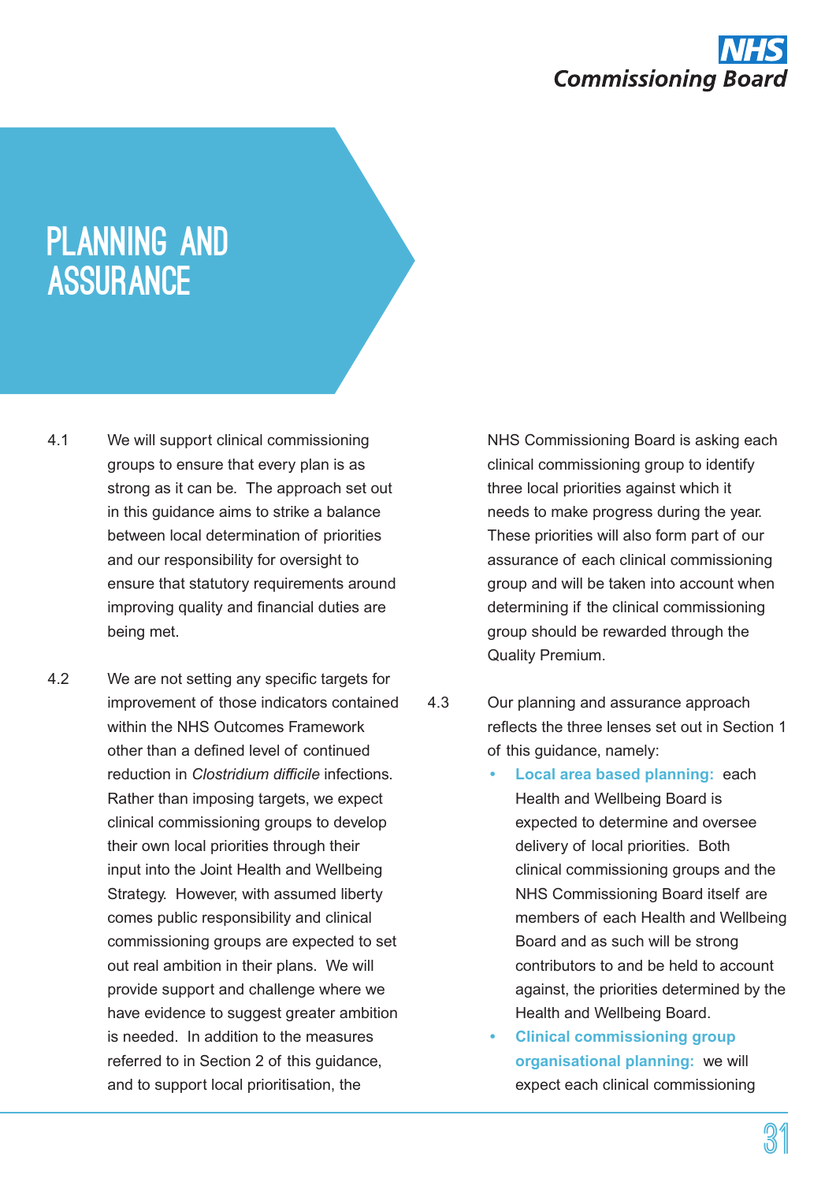# PLANNING AND ASSURANCE

4.1 We will support clinical commissioning groups to ensure that every plan is as strong as it can be. The approach set out in this guidance aims to strike a balance between local determination of priorities and our responsibility for oversight to ensure that statutory requirements around improving quality and financial duties are being met.

4.2 We are not setting any specific targets for improvement of those indicators contained within the NHS Outcomes Framework other than a defined level of continued reduction in *Clostridium difficile* infections. Rather than imposing targets, we expect clinical commissioning groups to develop their own local priorities through their input into the Joint Health and Wellbeing Strategy. However, with assumed liberty comes public responsibility and clinical commissioning groups are expected to set out real ambition in their plans. We will provide support and challenge where we have evidence to suggest greater ambition is needed. In addition to the measures referred to in Section 2 of this guidance, and to support local prioritisation, the NHS Commissioning Board is asking each clinical commissioning group to identify three local priorities against which it needs to make progress during the year. These priorities will also form part of our assurance of each clinical commissioning group and will be taken into account when determining if the clinical commissioning group should be rewarded through the Quality Premium.

4.3 Our planning and assurance approach reflects the three lenses set out in Section 1 of this guidance, namely:

- **Local area based planning:** each Health and Wellbeing Board is expected to determine and oversee delivery of local priorities. Both clinical commissioning groups and the NHS Commissioning Board itself are members of each Health and Wellbeing Board and as such will be strong contributors to and be held to account against, the priorities determined by the Health and Wellbeing Board.
- **Clinical commissioning group organisational planning:** we will expect each clinical commissioning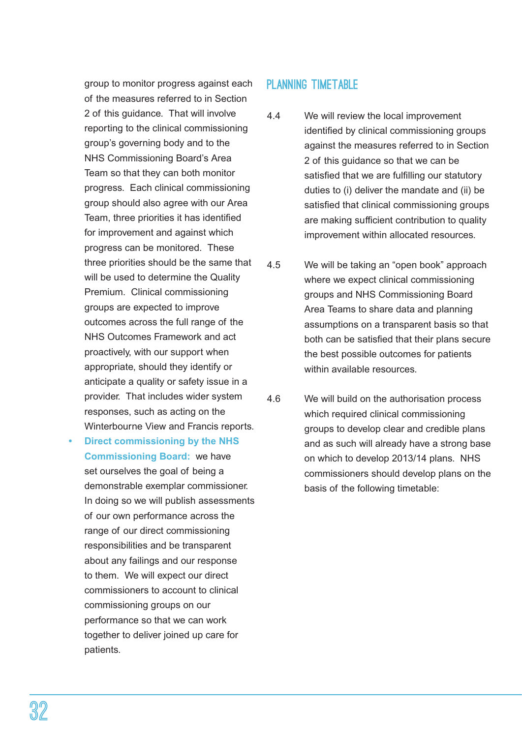group to monitor progress against each of the measures referred to in Section 2 of this guidance. That will involve reporting to the clinical commissioning group's governing body and to the NHS Commissioning Board's Area Team so that they can both monitor progress. Each clinical commissioning group should also agree with our Area Team, three priorities it has identified for improvement and against which progress can be monitored. These three priorities should be the same that will be used to determine the Quality Premium. Clinical commissioning groups are expected to improve outcomes across the full range of the NHS Outcomes Framework and act proactively, with our support when appropriate, should they identify or anticipate a quality or safety issue in a provider. That includes wider system responses, such as acting on the Winterbourne View and Francis reports.

- **Direct commissioning by the NHS Commissioning Board:** we have set ourselves the goal of being a demonstrable exemplar commissioner. In doing so we will publish assessments of our own performance across the range of our direct commissioning responsibilities and be transparent about any failings and our response to them. We will expect our direct commissioners to account to clinical commissioning groups on our performance so that we can work together to deliver joined up care for patients.

## PLANNING TIMETABLE

4.4 We will review the local improvement identified by clinical commissioning groups against the measures referred to in Section 2 of this guidance so that we can be satisfied that we are fulfilling our statutory duties to (i) deliver the mandate and (ii) be satisfied that clinical commissioning groups are making sufficient contribution to quality improvement within allocated resources.

4.5 We will be taking an "open book" approach where we expect clinical commissioning groups and NHS Commissioning Board Area Teams to share data and planning assumptions on a transparent basis so that both can be satisfied that their plans secure the best possible outcomes for patients within available resources.

4.6 We will build on the authorisation process which required clinical commissioning groups to develop clear and credible plans and as such will already have a strong base on which to develop 2013/14 plans. NHS commissioners should develop plans on the basis of the following timetable: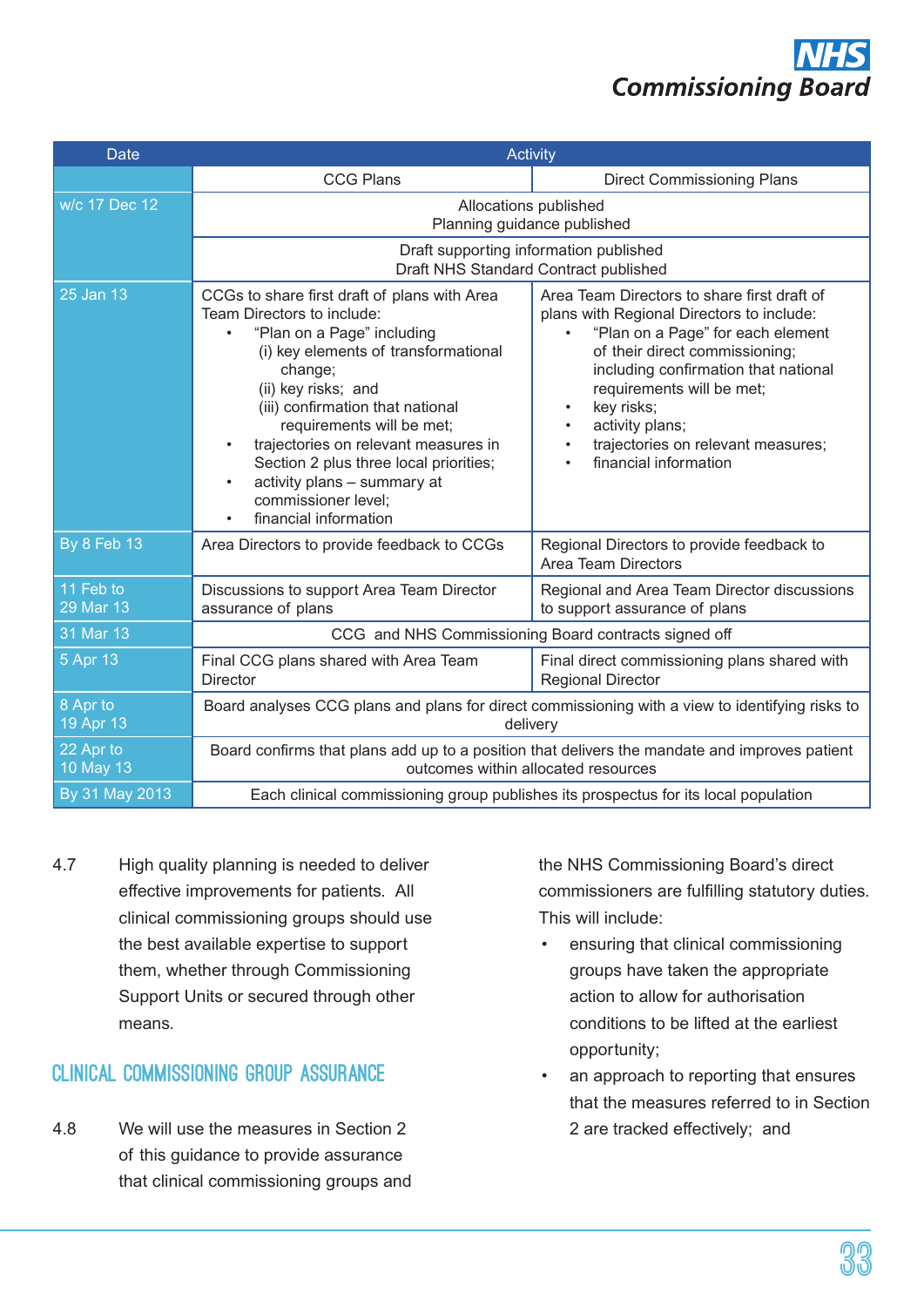| Date | Activity | |
|---|---|---|
| | CCG Plans | Direct Commissioning Plans |
| w/c 17 Dec 12 | Allocations published<br>Planning guidance published | |
| | Draft supporting information published<br>Draft NHS Standard Contract published | |
| 25 Jan 13 | CCGs to share first draft of plans with Area Team Directors to include:<br>• "Plan on a Page" including (i) key elements of transformational change; (ii) key risks; and (iii) confirmation that national requirements will be met;<br>• trajectories on relevant measures in Section 2 plus three local priorities;<br>• activity plans – summary at commissioner level;<br>• financial information | Area Team Directors to share first draft of plans with Regional Directors to include:<br>• "Plan on a Page" for each element of their direct commissioning; including confirmation that national requirements will be met;<br>• key risks;<br>• activity plans;<br>• trajectories on relevant measures;<br>• financial information |
| By 8 Feb 13 | Area Directors to provide feedback to CCGs | Regional Directors to provide feedback to Area Team Directors |
| 11 Feb to 29 Mar 13 | Discussions to support Area Team Director assurance of plans | Regional and Area Team Director discussions to support assurance of plans |
| 31 Mar 13 | CCG and NHS Commissioning Board contracts signed off | |
| 5 Apr 13 | Final CCG plans shared with Area Team Director | Final direct commissioning plans shared with Regional Director |
| 8 Apr to 19 Apr 13 | Board analyses CCG plans and plans for direct commissioning with a view to identifying risks to delivery | |
| 22 Apr to 10 May 13 | Board confirms that plans add up to a position that delivers the mandate and improves patient outcomes within allocated resources | |
| By 31 May 2013 | Each clinical commissioning group publishes its prospectus for its local population | |

4.7 High quality planning is needed to deliver effective improvements for patients. All clinical commissioning groups should use the best available expertise to support them, whether through Commissioning Support Units or secured through other means.

## CLINICAL COMMISSIONING GROUP ASSURANCE

4.8 We will use the measures in Section 2 of this guidance to provide assurance that clinical commissioning groups and the NHS Commissioning Board's direct commissioners are fulfilling statutory duties. This will include:

- ensuring that clinical commissioning groups have taken the appropriate action to allow for authorisation conditions to be lifted at the earliest opportunity;
- an approach to reporting that ensures that the measures referred to in Section 2 are tracked effectively; and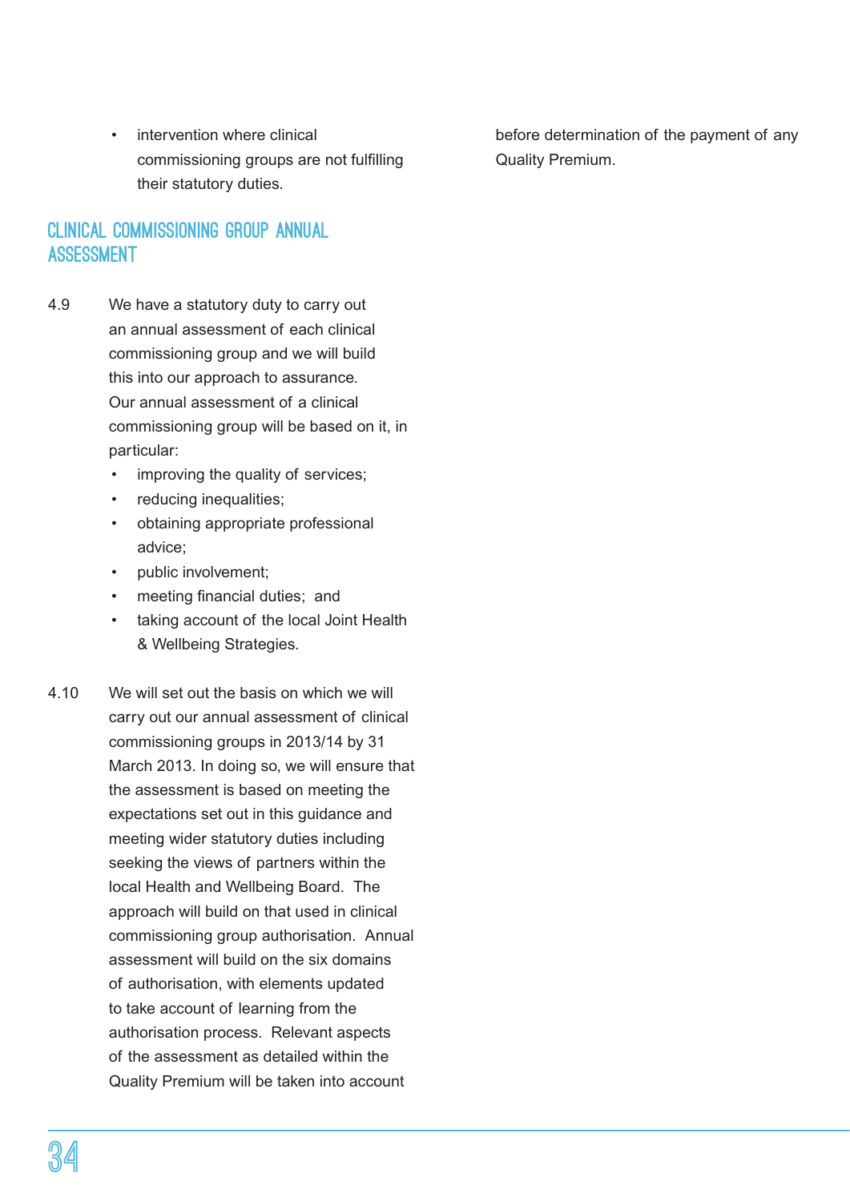- intervention where clinical commissioning groups are not fulfilling their statutory duties.

## CLINICAL COMMISSIONING GROUP ANNUAL ASSESSMENT

4.9 We have a statutory duty to carry out an annual assessment of each clinical commissioning group and we will build this into our approach to assurance. Our annual assessment of a clinical commissioning group will be based on it, in particular:

- improving the quality of services;
- reducing inequalities;
- obtaining appropriate professional advice;
- public involvement;
- meeting financial duties; and
- taking account of the local Joint Health & Wellbeing Strategies.

4.10 We will set out the basis on which we will carry out our annual assessment of clinical commissioning groups in 2013/14 by 31 March 2013. In doing so, we will ensure that the assessment is based on meeting the expectations set out in this guidance and meeting wider statutory duties including seeking the views of partners within the local Health and Wellbeing Board. The approach will build on that used in clinical commissioning group authorisation. Annual assessment will build on the six domains of authorisation, with elements updated to take account of learning from the authorisation process. Relevant aspects of the assessment as detailed within the Quality Premium will be taken into account before determination of the payment of any Quality Premium.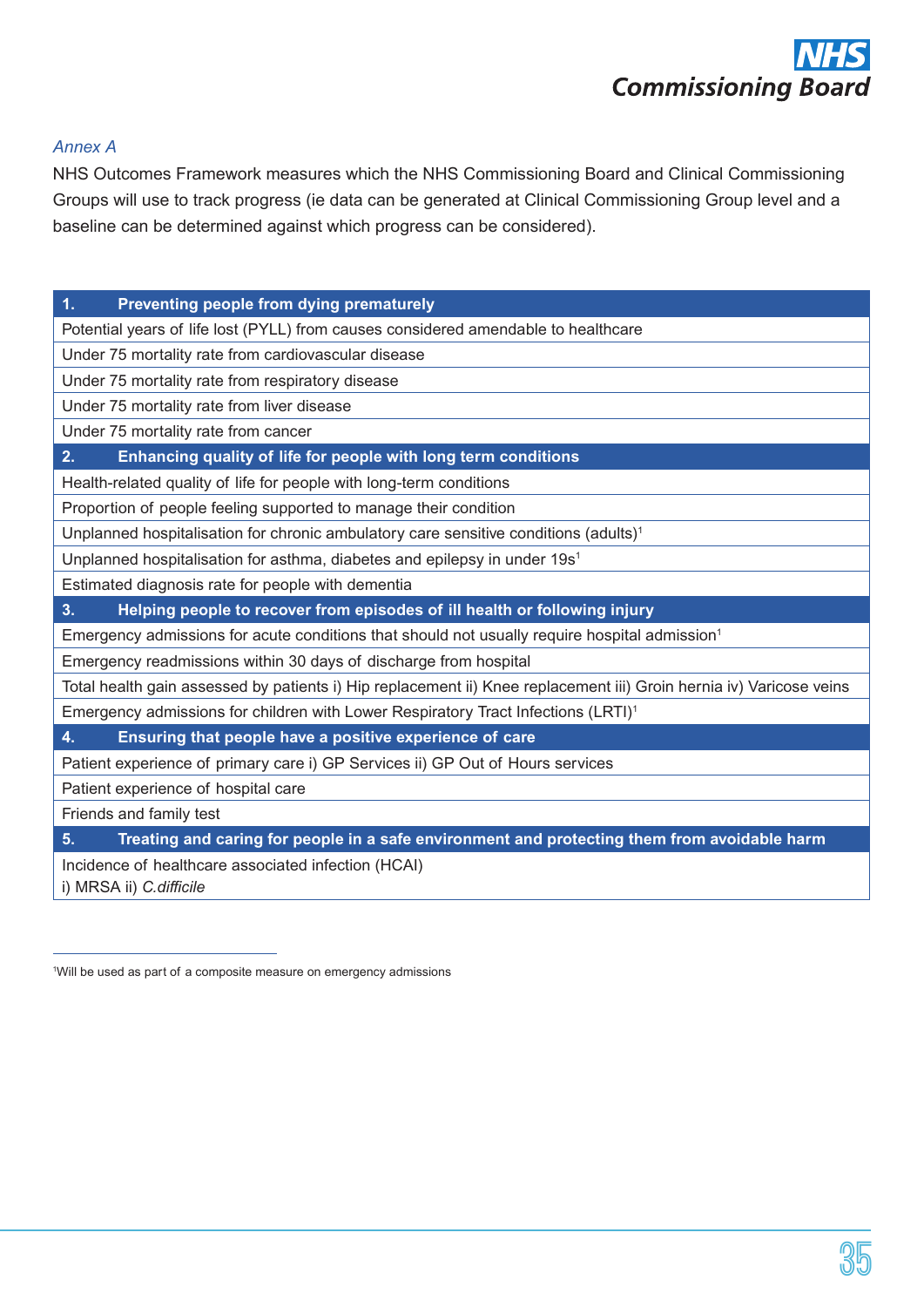*Annex A*

NHS Outcomes Framework measures which the NHS Commissioning Board and Clinical Commissioning Groups will use to track progress (ie data can be generated at Clinical Commissioning Group level and a baseline can be determined against which progress can be considered).

| **1. Preventing people from dying prematurely** |
|---|
| Potential years of life lost (PYLL) from causes considered amendable to healthcare |
| Under 75 mortality rate from cardiovascular disease |
| Under 75 mortality rate from respiratory disease |
| Under 75 mortality rate from liver disease |
| Under 75 mortality rate from cancer |
| **2. Enhancing quality of life for people with long term conditions** |
| Health-related quality of life for people with long-term conditions |
| Proportion of people feeling supported to manage their condition |
| Unplanned hospitalisation for chronic ambulatory care sensitive conditions (adults)[1] |
| Unplanned hospitalisation for asthma, diabetes and epilepsy in under 19s[1] |
| Estimated diagnosis rate for people with dementia |
| **3. Helping people to recover from episodes of ill health or following injury** |
| Emergency admissions for acute conditions that should not usually require hospital admission[1] |
| Emergency readmissions within 30 days of discharge from hospital |
| Total health gain assessed by patients i) Hip replacement ii) Knee replacement iii) Groin hernia iv) Varicose veins |
| Emergency admissions for children with Lower Respiratory Tract Infections (LRTI)[1] |
| **4. Ensuring that people have a positive experience of care** |
| Patient experience of primary care i) GP Services ii) GP Out of Hours services |
| Patient experience of hospital care |
| Friends and family test |
| **5. Treating and caring for people in a safe environment and protecting them from avoidable harm** |
| Incidence of healthcare associated infection (HCAI) i) MRSA ii) *C.difficile* |

[1]Will be used as part of a composite measure on emergency admissions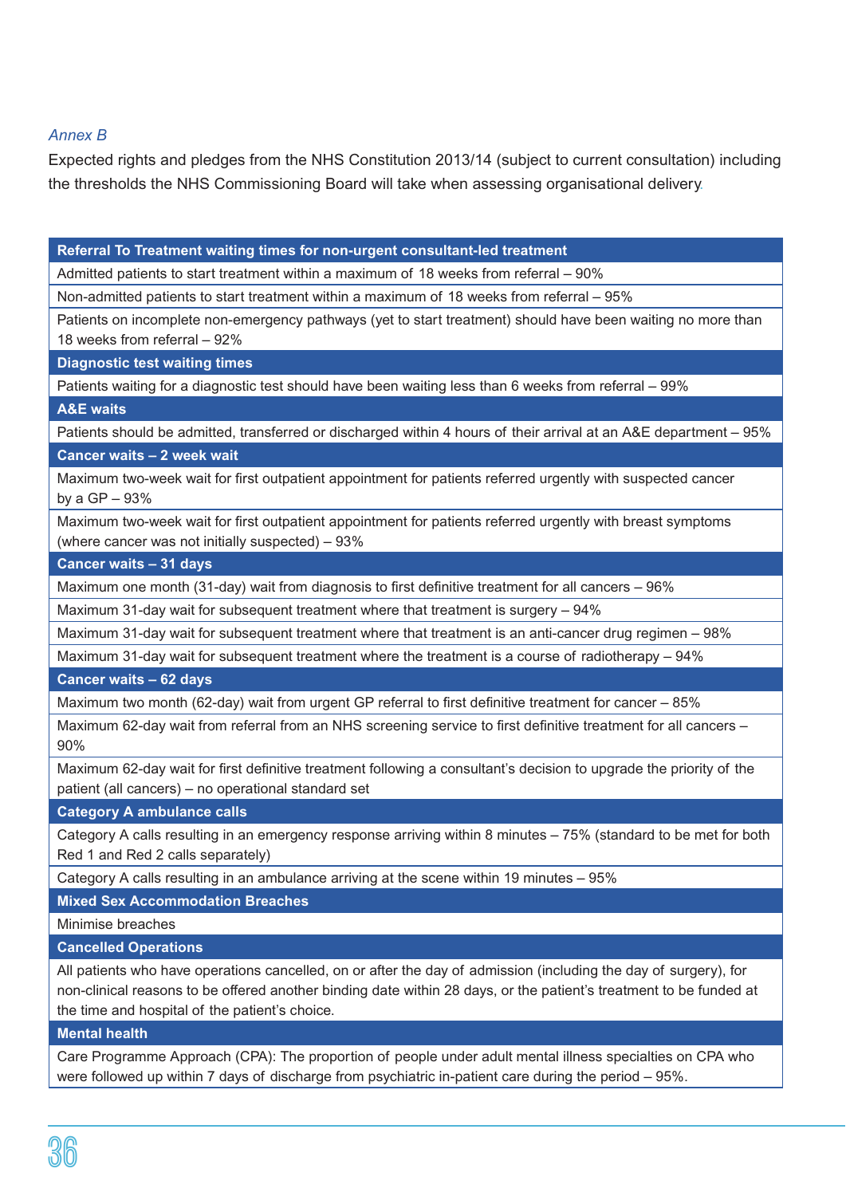*Annex B*

Expected rights and pledges from the NHS Constitution 2013/14 (subject to current consultation) including the thresholds the NHS Commissioning Board will take when assessing organisational delivery.

| **Referral To Treatment waiting times for non-urgent consultant-led treatment** |
|---|
| Admitted patients to start treatment within a maximum of 18 weeks from referral – 90% |
| Non-admitted patients to start treatment within a maximum of 18 weeks from referral – 95% |
| Patients on incomplete non-emergency pathways (yet to start treatment) should have been waiting no more than 18 weeks from referral – 92% |
| **Diagnostic test waiting times** |
| Patients waiting for a diagnostic test should have been waiting less than 6 weeks from referral – 99% |
| **A&E waits** |
| Patients should be admitted, transferred or discharged within 4 hours of their arrival at an A&E department – 95% |
| **Cancer waits – 2 week wait** |
| Maximum two-week wait for first outpatient appointment for patients referred urgently with suspected cancer by a GP – 93% |
| Maximum two-week wait for first outpatient appointment for patients referred urgently with breast symptoms (where cancer was not initially suspected) – 93% |
| **Cancer waits – 31 days** |
| Maximum one month (31-day) wait from diagnosis to first definitive treatment for all cancers – 96% |
| Maximum 31-day wait for subsequent treatment where that treatment is surgery – 94% |
| Maximum 31-day wait for subsequent treatment where that treatment is an anti-cancer drug regimen – 98% |
| Maximum 31-day wait for subsequent treatment where the treatment is a course of radiotherapy – 94% |
| **Cancer waits – 62 days** |
| Maximum two month (62-day) wait from urgent GP referral to first definitive treatment for cancer – 85% |
| Maximum 62-day wait from referral from an NHS screening service to first definitive treatment for all cancers – 90% |
| Maximum 62-day wait for first definitive treatment following a consultant's decision to upgrade the priority of the patient (all cancers) – no operational standard set |
| **Category A ambulance calls** |
| Category A calls resulting in an emergency response arriving within 8 minutes – 75% (standard to be met for both Red 1 and Red 2 calls separately) |
| Category A calls resulting in an ambulance arriving at the scene within 19 minutes – 95% |
| **Mixed Sex Accommodation Breaches** |
| Minimise breaches |
| **Cancelled Operations** |
| All patients who have operations cancelled, on or after the day of admission (including the day of surgery), for non-clinical reasons to be offered another binding date within 28 days, or the patient's treatment to be funded at the time and hospital of the patient's choice. |
| **Mental health** |
| Care Programme Approach (CPA): The proportion of people under adult mental illness specialties on CPA who were followed up within 7 days of discharge from psychiatric in-patient care during the period – 95%. |